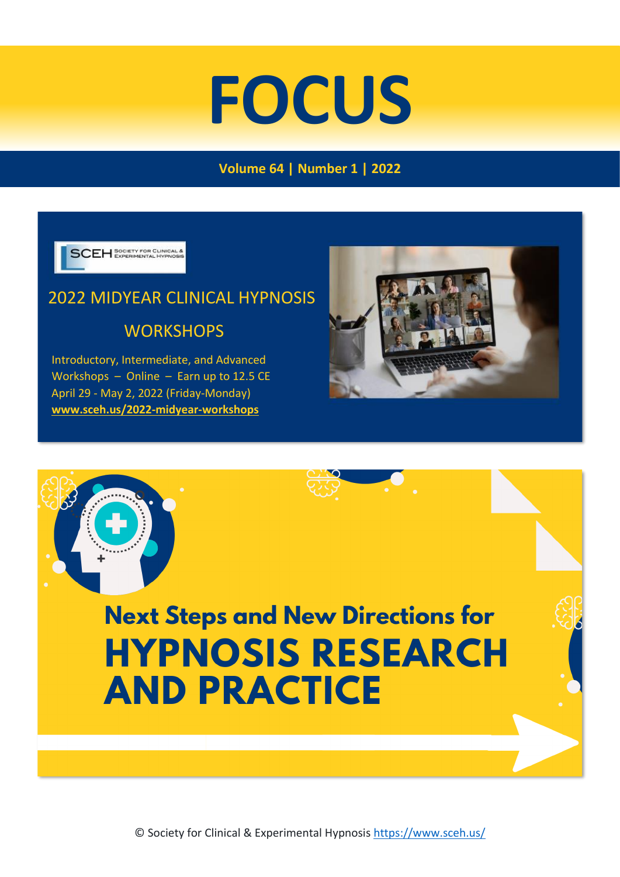# FOCUS

**Volume 64 | Number 1 | 2022**

SCEH Society for Clinical & Experimental Hypnosis

## 2022 MIDYEAR CLINICAL HYPNOSIS WORKSHOPS

Introductory, Intermediate, and Advanced Workshops – Online – Earn up to 12.5 CE
April 29 - May 2, 2022 (Friday-Monday)
**www.sceh.us/2022-midyear-workshops**

## Next Steps and New Directions for HYPNOSIS RESEARCH AND PRACTICE

© Society for Clinical & Experimental Hypnosis https://www.sceh.us/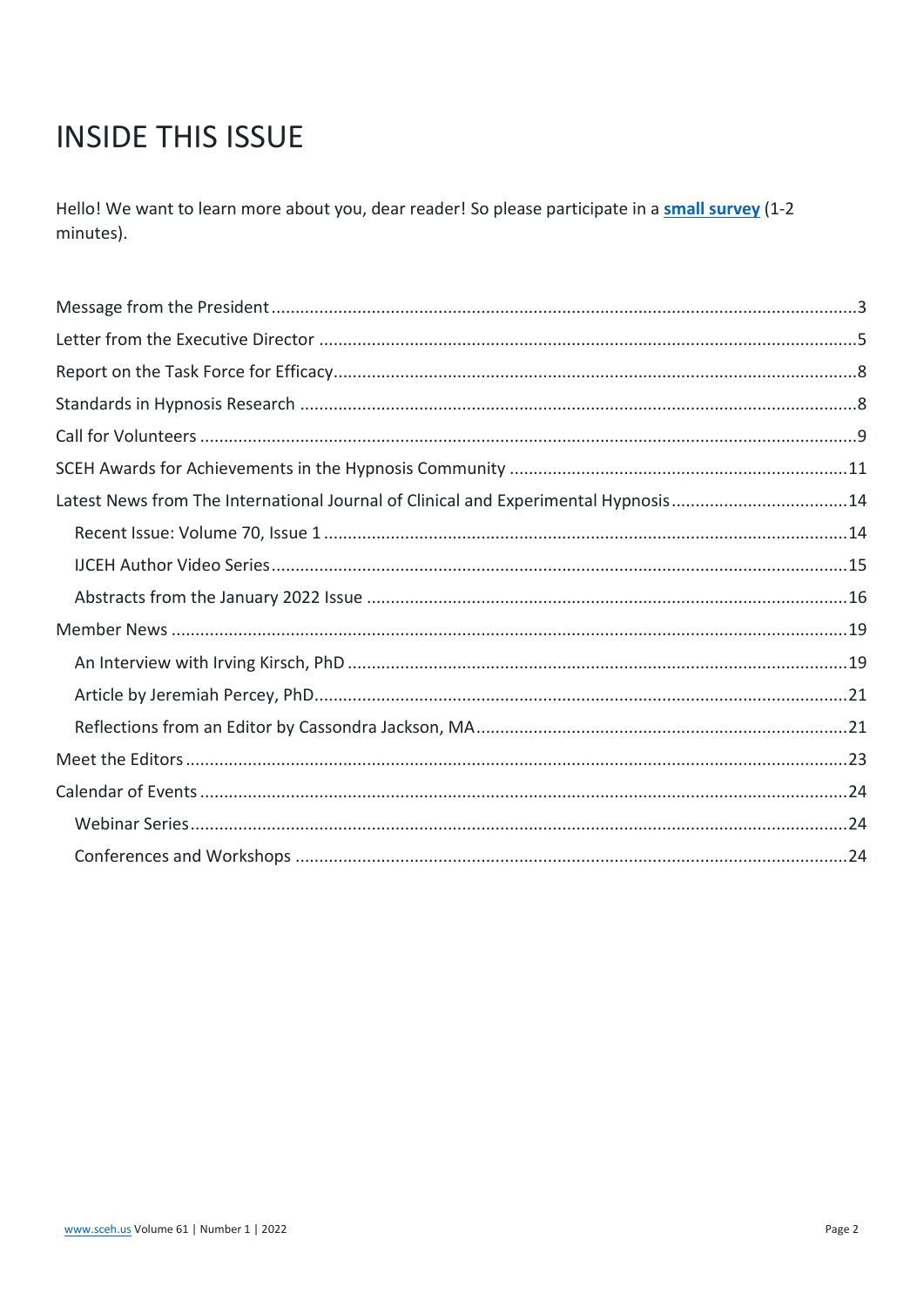# INSIDE THIS ISSUE

Hello! We want to learn more about you, dear reader! So please participate in a **small survey** (1-2 minutes).

- Message from the President ....................3
- Letter from the Executive Director ....................5
- Report on the Task Force for Efficacy ....................8
- Standards in Hypnosis Research ....................8
- Call for Volunteers ....................9
- SCEH Awards for Achievements in the Hypnosis Community ....................11
- Latest News from The International Journal of Clinical and Experimental Hypnosis ....................14
  - Recent Issue: Volume 70, Issue 1 ....................14
  - IJCEH Author Video Series ....................15
  - Abstracts from the January 2022 Issue ....................16
- Member News ....................19
  - An Interview with Irving Kirsch, PhD ....................19
  - Article by Jeremiah Percey, PhD ....................21
  - Reflections from an Editor by Cassondra Jackson, MA ....................21
- Meet the Editors ....................23
- Calendar of Events ....................24
  - Webinar Series ....................24
  - Conferences and Workshops ....................24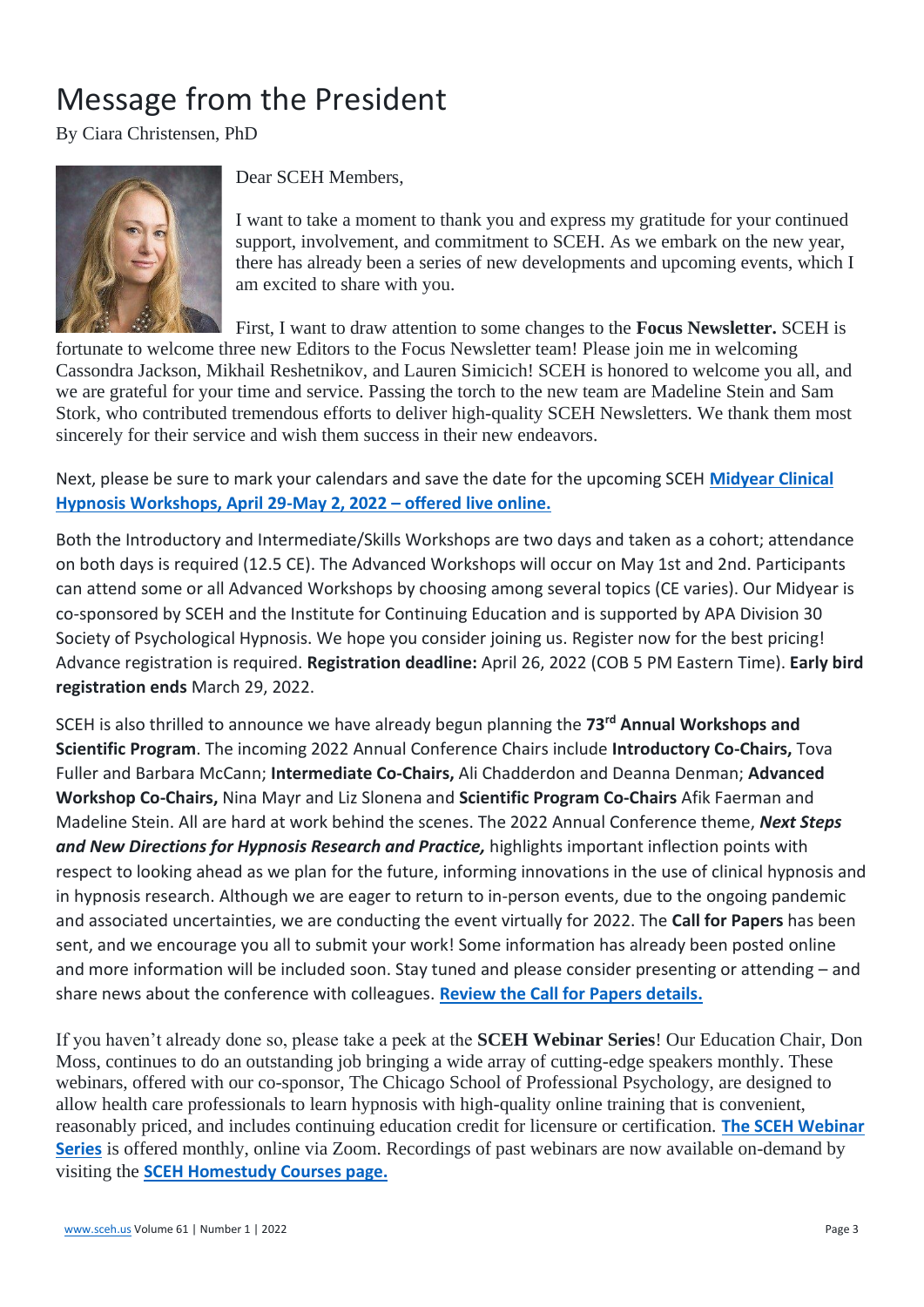# Message from the President

By Ciara Christensen, PhD

Dear SCEH Members,

I want to take a moment to thank you and express my gratitude for your continued support, involvement, and commitment to SCEH. As we embark on the new year, there has already been a series of new developments and upcoming events, which I am excited to share with you.

First, I want to draw attention to some changes to the **Focus Newsletter.** SCEH is fortunate to welcome three new Editors to the Focus Newsletter team! Please join me in welcoming Cassondra Jackson, Mikhail Reshetnikov, and Lauren Simicich! SCEH is honored to welcome you all, and we are grateful for your time and service. Passing the torch to the new team are Madeline Stein and Sam Stork, who contributed tremendous efforts to deliver high-quality SCEH Newsletters. We thank them most sincerely for their service and wish them success in their new endeavors.

Next, please be sure to mark your calendars and save the date for the upcoming SCEH **Midyear Clinical Hypnosis Workshops, April 29-May 2, 2022 – offered live online.**

Both the Introductory and Intermediate/Skills Workshops are two days and taken as a cohort; attendance on both days is required (12.5 CE). The Advanced Workshops will occur on May 1st and 2nd. Participants can attend some or all Advanced Workshops by choosing among several topics (CE varies). Our Midyear is co-sponsored by SCEH and the Institute for Continuing Education and is supported by APA Division 30 Society of Psychological Hypnosis. We hope you consider joining us. Register now for the best pricing! Advance registration is required. **Registration deadline:** April 26, 2022 (COB 5 PM Eastern Time). **Early bird registration ends** March 29, 2022.

SCEH is also thrilled to announce we have already begun planning the **73rd Annual Workshops and Scientific Program**. The incoming 2022 Annual Conference Chairs include **Introductory Co-Chairs,** Tova Fuller and Barbara McCann; **Intermediate Co-Chairs,** Ali Chadderdon and Deanna Denman; **Advanced Workshop Co-Chairs,** Nina Mayr and Liz Slonena and **Scientific Program Co-Chairs** Afik Faerman and Madeline Stein. All are hard at work behind the scenes. The 2022 Annual Conference theme, ***Next Steps and New Directions for Hypnosis Research and Practice,*** highlights important inflection points with respect to looking ahead as we plan for the future, informing innovations in the use of clinical hypnosis and in hypnosis research. Although we are eager to return to in-person events, due to the ongoing pandemic and associated uncertainties, we are conducting the event virtually for 2022. The **Call for Papers** has been sent, and we encourage you all to submit your work! Some information has already been posted online and more information will be included soon. Stay tuned and please consider presenting or attending – and share news about the conference with colleagues. **Review the Call for Papers details.**

If you haven't already done so, please take a peek at the **SCEH Webinar Series**! Our Education Chair, Don Moss, continues to do an outstanding job bringing a wide array of cutting-edge speakers monthly. These webinars, offered with our co-sponsor, The Chicago School of Professional Psychology, are designed to allow health care professionals to learn hypnosis with high-quality online training that is convenient, reasonably priced, and includes continuing education credit for licensure or certification. **The SCEH Webinar Series** is offered monthly, online via Zoom. Recordings of past webinars are now available on-demand by visiting the **SCEH Homestudy Courses page.**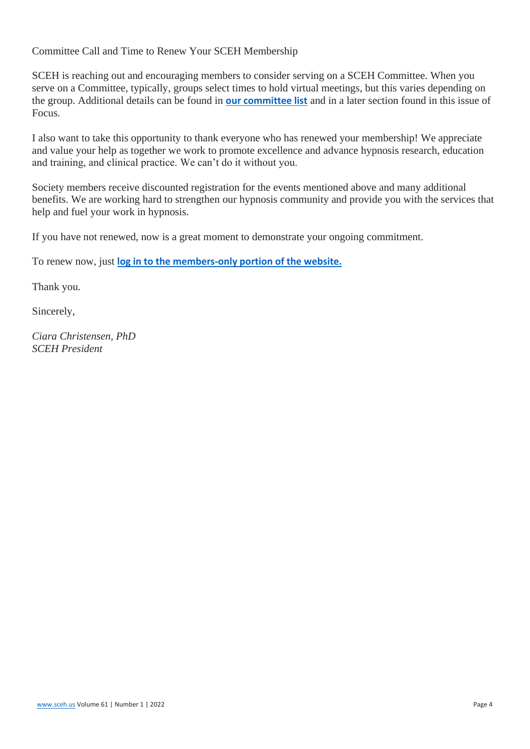## Committee Call and Time to Renew Your SCEH Membership

SCEH is reaching out and encouraging members to consider serving on a SCEH Committee. When you serve on a Committee, typically, groups select times to hold virtual meetings, but this varies depending on the group. Additional details can be found in **our committee list** and in a later section found in this issue of Focus.

I also want to take this opportunity to thank everyone who has renewed your membership! We appreciate and value your help as together we work to promote excellence and advance hypnosis research, education and training, and clinical practice. We can't do it without you.

Society members receive discounted registration for the events mentioned above and many additional benefits. We are working hard to strengthen our hypnosis community and provide you with the services that help and fuel your work in hypnosis.

If you have not renewed, now is a great moment to demonstrate your ongoing commitment.

To renew now, just **log in to the members-only portion of the website.**

Thank you.

Sincerely,

*Ciara Christensen, PhD*
*SCEH President*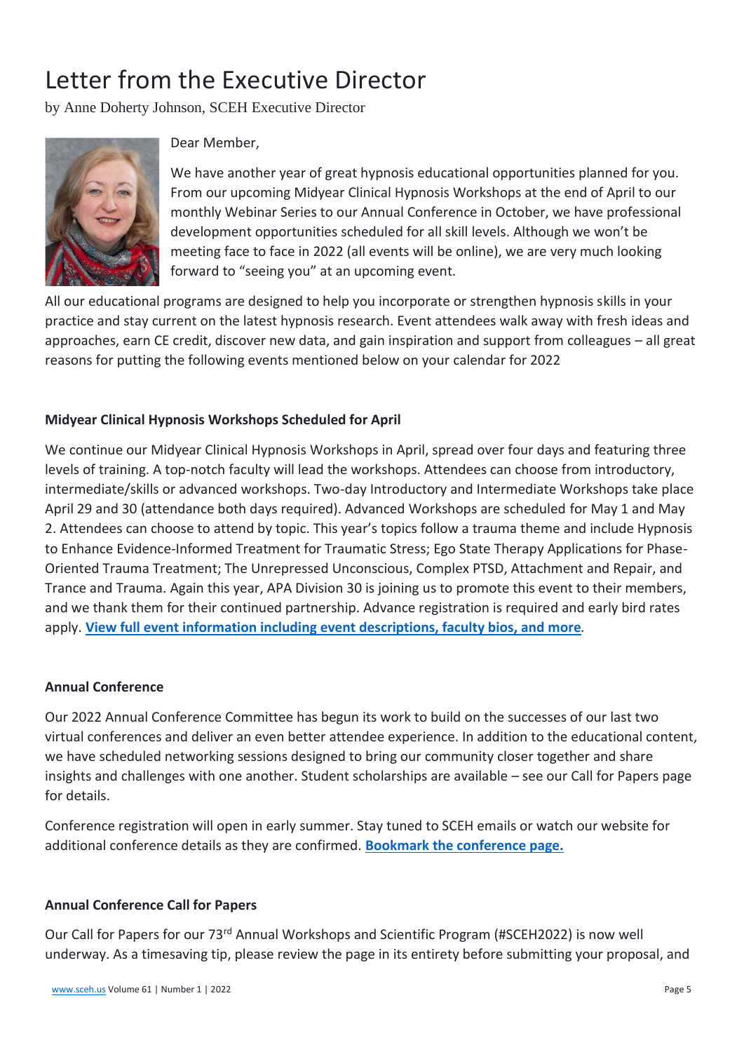# Letter from the Executive Director

by Anne Doherty Johnson, SCEH Executive Director

Dear Member,

We have another year of great hypnosis educational opportunities planned for you. From our upcoming Midyear Clinical Hypnosis Workshops at the end of April to our monthly Webinar Series to our Annual Conference in October, we have professional development opportunities scheduled for all skill levels. Although we won't be meeting face to face in 2022 (all events will be online), we are very much looking forward to "seeing you" at an upcoming event.

All our educational programs are designed to help you incorporate or strengthen hypnosis skills in your practice and stay current on the latest hypnosis research. Event attendees walk away with fresh ideas and approaches, earn CE credit, discover new data, and gain inspiration and support from colleagues – all great reasons for putting the following events mentioned below on your calendar for 2022

**Midyear Clinical Hypnosis Workshops Scheduled for April**

We continue our Midyear Clinical Hypnosis Workshops in April, spread over four days and featuring three levels of training. A top-notch faculty will lead the workshops. Attendees can choose from introductory, intermediate/skills or advanced workshops. Two-day Introductory and Intermediate Workshops take place April 29 and 30 (attendance both days required). Advanced Workshops are scheduled for May 1 and May 2. Attendees can choose to attend by topic. This year's topics follow a trauma theme and include Hypnosis to Enhance Evidence-Informed Treatment for Traumatic Stress; Ego State Therapy Applications for Phase-Oriented Trauma Treatment; The Unrepressed Unconscious, Complex PTSD, Attachment and Repair, and Trance and Trauma. Again this year, APA Division 30 is joining us to promote this event to their members, and we thank them for their continued partnership. Advance registration is required and early bird rates apply. **View full event information including event descriptions, faculty bios, and more**.

**Annual Conference**

Our 2022 Annual Conference Committee has begun its work to build on the successes of our last two virtual conferences and deliver an even better attendee experience. In addition to the educational content, we have scheduled networking sessions designed to bring our community closer together and share insights and challenges with one another. Student scholarships are available – see our Call for Papers page for details.

Conference registration will open in early summer. Stay tuned to SCEH emails or watch our website for additional conference details as they are confirmed. **Bookmark the conference page.**

**Annual Conference Call for Papers**

Our Call for Papers for our 73rd Annual Workshops and Scientific Program (#SCEH2022) is now well underway. As a timesaving tip, please review the page in its entirety before submitting your proposal, and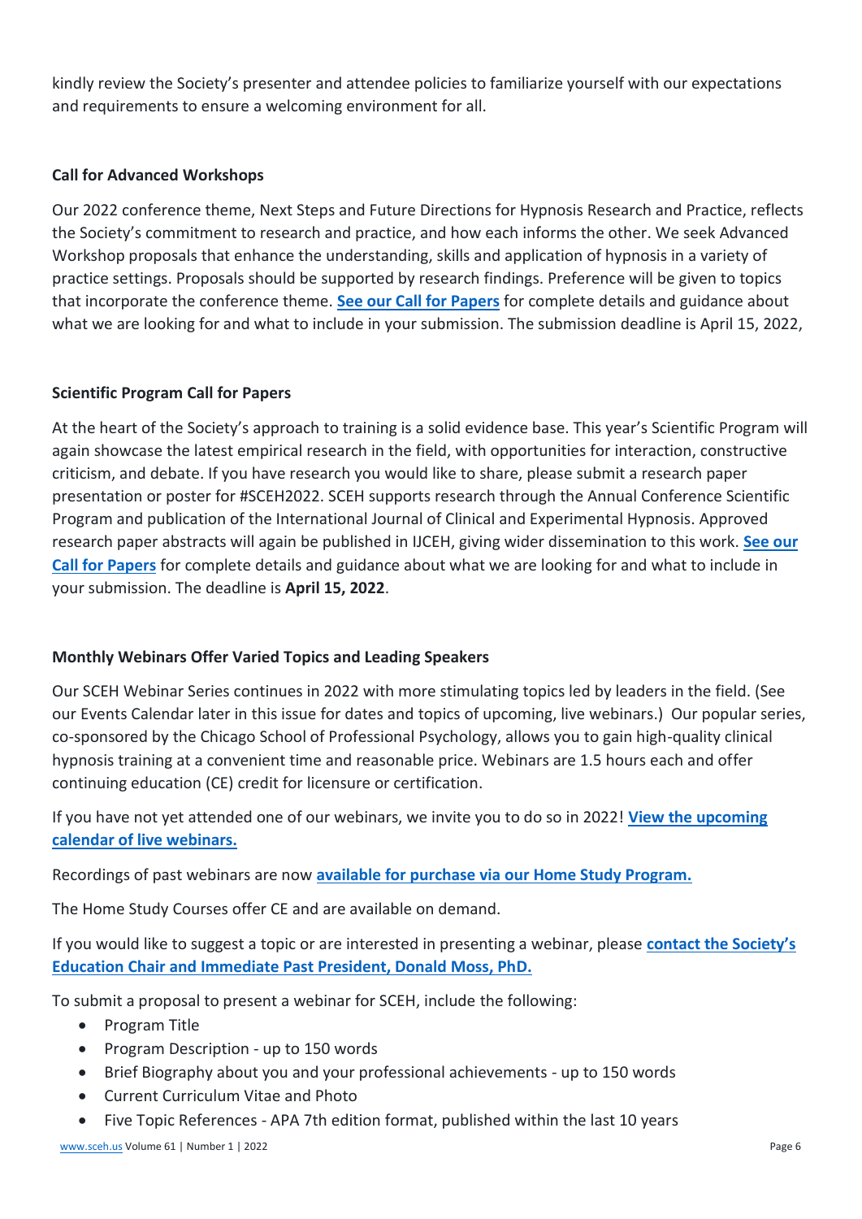kindly review the Society's presenter and attendee policies to familiarize yourself with our expectations and requirements to ensure a welcoming environment for all.

### Call for Advanced Workshops

Our 2022 conference theme, Next Steps and Future Directions for Hypnosis Research and Practice, reflects the Society's commitment to research and practice, and how each informs the other. We seek Advanced Workshop proposals that enhance the understanding, skills and application of hypnosis in a variety of practice settings. Proposals should be supported by research findings. Preference will be given to topics that incorporate the conference theme. **See our Call for Papers** for complete details and guidance about what we are looking for and what to include in your submission. The submission deadline is April 15, 2022,

### Scientific Program Call for Papers

At the heart of the Society's approach to training is a solid evidence base. This year's Scientific Program will again showcase the latest empirical research in the field, with opportunities for interaction, constructive criticism, and debate. If you have research you would like to share, please submit a research paper presentation or poster for #SCEH2022. SCEH supports research through the Annual Conference Scientific Program and publication of the International Journal of Clinical and Experimental Hypnosis. Approved research paper abstracts will again be published in IJCEH, giving wider dissemination to this work. **See our Call for Papers** for complete details and guidance about what we are looking for and what to include in your submission. The deadline is **April 15, 2022**.

### Monthly Webinars Offer Varied Topics and Leading Speakers

Our SCEH Webinar Series continues in 2022 with more stimulating topics led by leaders in the field. (See our Events Calendar later in this issue for dates and topics of upcoming, live webinars.) Our popular series, co-sponsored by the Chicago School of Professional Psychology, allows you to gain high-quality clinical hypnosis training at a convenient time and reasonable price. Webinars are 1.5 hours each and offer continuing education (CE) credit for licensure or certification.

If you have not yet attended one of our webinars, we invite you to do so in 2022! **View the upcoming calendar of live webinars.**

Recordings of past webinars are now **available for purchase via our Home Study Program.**

The Home Study Courses offer CE and are available on demand.

If you would like to suggest a topic or are interested in presenting a webinar, please **contact the Society's Education Chair and Immediate Past President, Donald Moss, PhD.**

To submit a proposal to present a webinar for SCEH, include the following:

- Program Title
- Program Description - up to 150 words
- Brief Biography about you and your professional achievements - up to 150 words
- Current Curriculum Vitae and Photo
- Five Topic References - APA 7th edition format, published within the last 10 years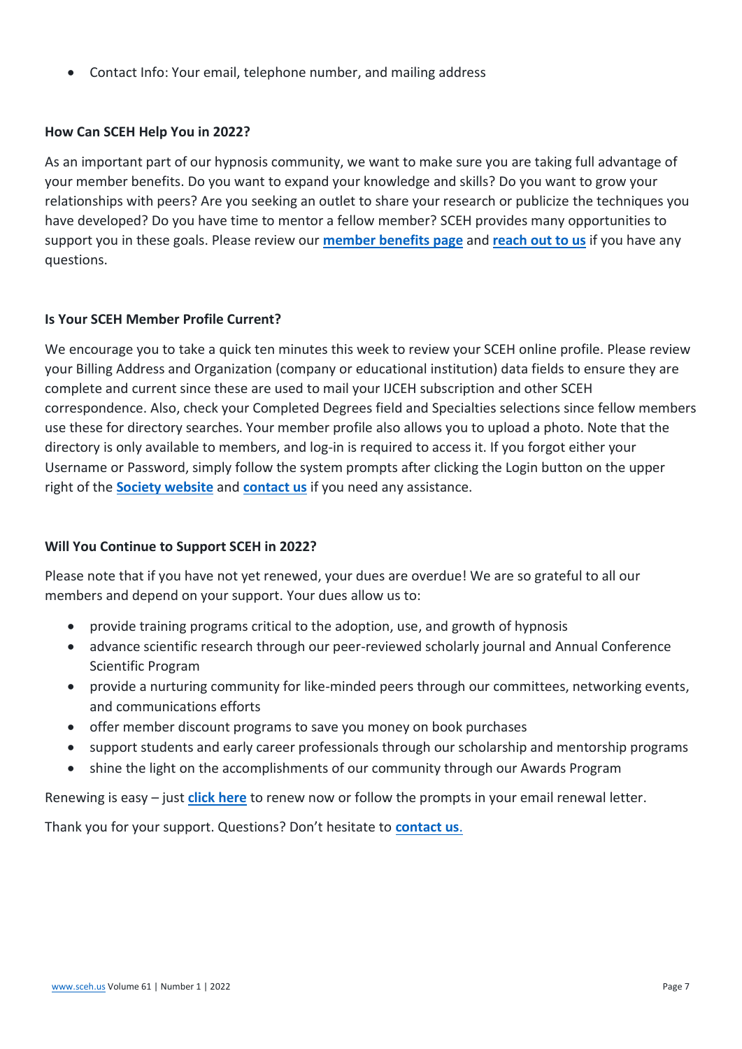- Contact Info: Your email, telephone number, and mailing address

**How Can SCEH Help You in 2022?**

As an important part of our hypnosis community, we want to make sure you are taking full advantage of your member benefits. Do you want to expand your knowledge and skills? Do you want to grow your relationships with peers? Are you seeking an outlet to share your research or publicize the techniques you have developed? Do you have time to mentor a fellow member? SCEH provides many opportunities to support you in these goals. Please review our **member benefits page** and **reach out to us** if you have any questions.

**Is Your SCEH Member Profile Current?**

We encourage you to take a quick ten minutes this week to review your SCEH online profile. Please review your Billing Address and Organization (company or educational institution) data fields to ensure they are complete and current since these are used to mail your IJCEH subscription and other SCEH correspondence. Also, check your Completed Degrees field and Specialties selections since fellow members use these for directory searches. Your member profile also allows you to upload a photo. Note that the directory is only available to members, and log-in is required to access it. If you forgot either your Username or Password, simply follow the system prompts after clicking the Login button on the upper right of the **Society website** and **contact us** if you need any assistance.

**Will You Continue to Support SCEH in 2022?**

Please note that if you have not yet renewed, your dues are overdue! We are so grateful to all our members and depend on your support. Your dues allow us to:

- provide training programs critical to the adoption, use, and growth of hypnosis
- advance scientific research through our peer-reviewed scholarly journal and Annual Conference Scientific Program
- provide a nurturing community for like-minded peers through our committees, networking events, and communications efforts
- offer member discount programs to save you money on book purchases
- support students and early career professionals through our scholarship and mentorship programs
- shine the light on the accomplishments of our community through our Awards Program

Renewing is easy – just **click here** to renew now or follow the prompts in your email renewal letter.

Thank you for your support. Questions? Don't hesitate to **contact us**.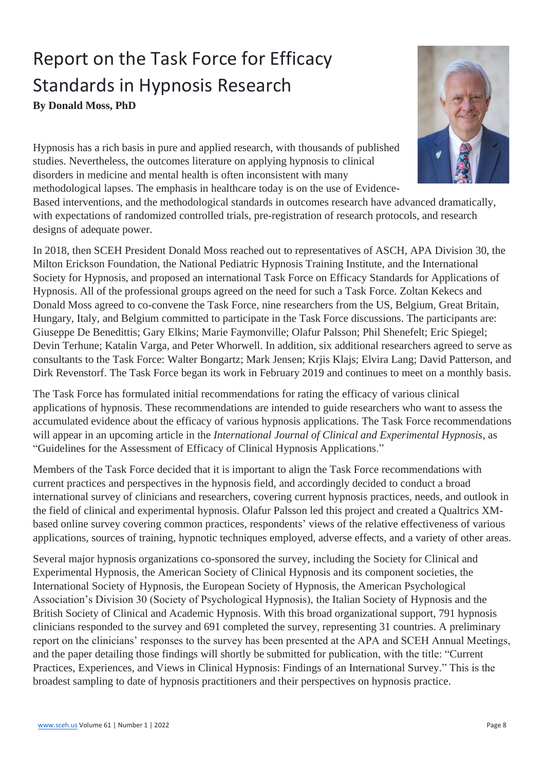# Report on the Task Force for Efficacy Standards in Hypnosis Research

**By Donald Moss, PhD**

Hypnosis has a rich basis in pure and applied research, with thousands of published studies. Nevertheless, the outcomes literature on applying hypnosis to clinical disorders in medicine and mental health is often inconsistent with many methodological lapses. The emphasis in healthcare today is on the use of Evidence-Based interventions, and the methodological standards in outcomes research have advanced dramatically, with expectations of randomized controlled trials, pre-registration of research protocols, and research designs of adequate power.

In 2018, then SCEH President Donald Moss reached out to representatives of ASCH, APA Division 30, the Milton Erickson Foundation, the National Pediatric Hypnosis Training Institute, and the International Society for Hypnosis, and proposed an international Task Force on Efficacy Standards for Applications of Hypnosis. All of the professional groups agreed on the need for such a Task Force. Zoltan Kekecs and Donald Moss agreed to co-convene the Task Force, nine researchers from the US, Belgium, Great Britain, Hungary, Italy, and Belgium committed to participate in the Task Force discussions. The participants are: Giuseppe De Benedittis; Gary Elkins; Marie Faymonville; Olafur Palsson; Phil Shenefelt; Eric Spiegel; Devin Terhune; Katalin Varga, and Peter Whorwell. In addition, six additional researchers agreed to serve as consultants to the Task Force: Walter Bongartz; Mark Jensen; Krjis Klajs; Elvira Lang; David Patterson, and Dirk Revenstorf. The Task Force began its work in February 2019 and continues to meet on a monthly basis.

The Task Force has formulated initial recommendations for rating the efficacy of various clinical applications of hypnosis. These recommendations are intended to guide researchers who want to assess the accumulated evidence about the efficacy of various hypnosis applications. The Task Force recommendations will appear in an upcoming article in the *International Journal of Clinical and Experimental Hypnosis*, as "Guidelines for the Assessment of Efficacy of Clinical Hypnosis Applications."

Members of the Task Force decided that it is important to align the Task Force recommendations with current practices and perspectives in the hypnosis field, and accordingly decided to conduct a broad international survey of clinicians and researchers, covering current hypnosis practices, needs, and outlook in the field of clinical and experimental hypnosis. Olafur Palsson led this project and created a Qualtrics XM-based online survey covering common practices, respondents' views of the relative effectiveness of various applications, sources of training, hypnotic techniques employed, adverse effects, and a variety of other areas.

Several major hypnosis organizations co-sponsored the survey, including the Society for Clinical and Experimental Hypnosis, the American Society of Clinical Hypnosis and its component societies, the International Society of Hypnosis, the European Society of Hypnosis, the American Psychological Association's Division 30 (Society of Psychological Hypnosis), the Italian Society of Hypnosis and the British Society of Clinical and Academic Hypnosis. With this broad organizational support, 791 hypnosis clinicians responded to the survey and 691 completed the survey, representing 31 countries. A preliminary report on the clinicians' responses to the survey has been presented at the APA and SCEH Annual Meetings, and the paper detailing those findings will shortly be submitted for publication, with the title: "Current Practices, Experiences, and Views in Clinical Hypnosis: Findings of an International Survey." This is the broadest sampling to date of hypnosis practitioners and their perspectives on hypnosis practice.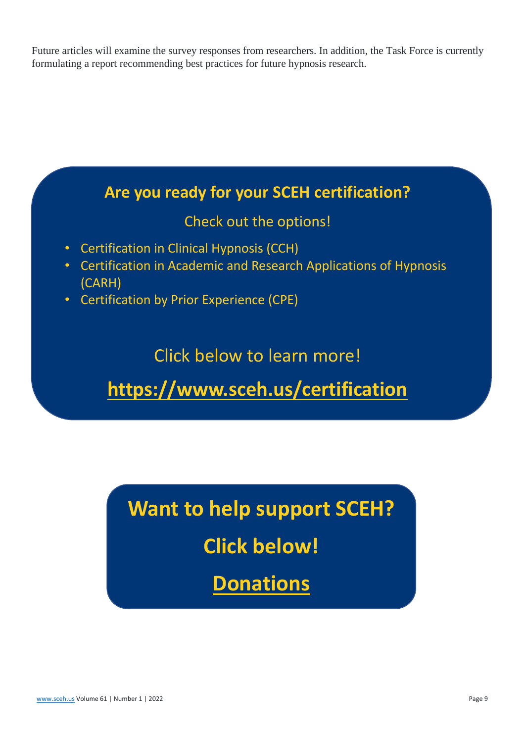Future articles will examine the survey responses from researchers. In addition, the Task Force is currently formulating a report recommending best practices for future hypnosis research.

## Are you ready for your SCEH certification?

Check out the options!

- Certification in Clinical Hypnosis (CCH)
- Certification in Academic and Research Applications of Hypnosis (CARH)
- Certification by Prior Experience (CPE)

Click below to learn more!

**https://www.sceh.us/certification**

## Want to help support SCEH?

**Click below!**

**Donations**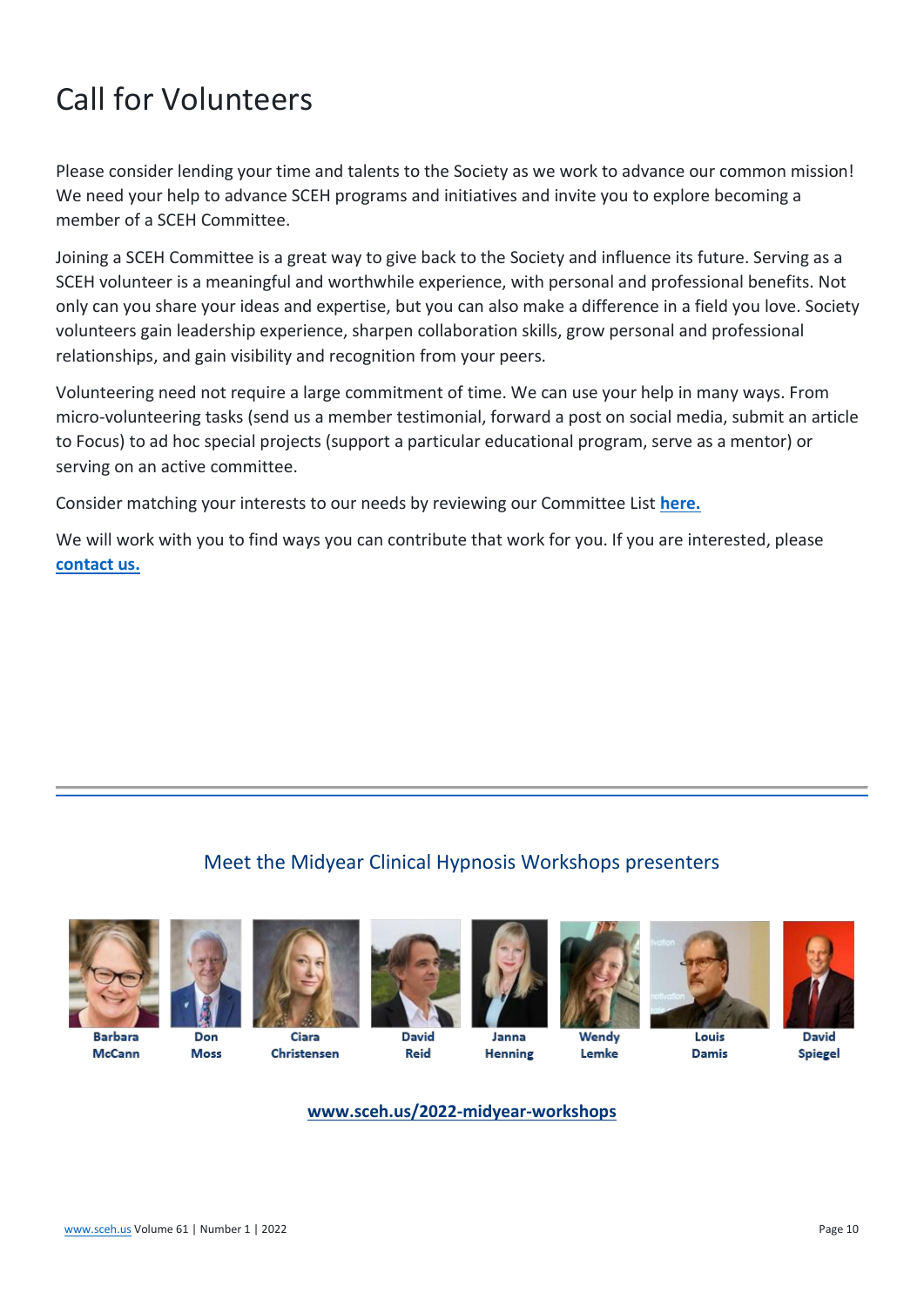# Call for Volunteers

Please consider lending your time and talents to the Society as we work to advance our common mission! We need your help to advance SCEH programs and initiatives and invite you to explore becoming a member of a SCEH Committee.

Joining a SCEH Committee is a great way to give back to the Society and influence its future. Serving as a SCEH volunteer is a meaningful and worthwhile experience, with personal and professional benefits. Not only can you share your ideas and expertise, but you can also make a difference in a field you love. Society volunteers gain leadership experience, sharpen collaboration skills, grow personal and professional relationships, and gain visibility and recognition from your peers.

Volunteering need not require a large commitment of time. We can use your help in many ways. From micro-volunteering tasks (send us a member testimonial, forward a post on social media, submit an article to Focus) to ad hoc special projects (support a particular educational program, serve as a mentor) or serving on an active committee.

Consider matching your interests to our needs by reviewing our Committee List **here.**

We will work with you to find ways you can contribute that work for you. If you are interested, please **contact us.**

---

## Meet the Midyear Clinical Hypnosis Workshops presenters

**Barbara McCann** | **Don Moss** | **Ciara Christensen** | **David Reid** | **Janna Henning** | **Wendy Lemke** | **Louis Damis** | **David Spiegel**

**www.sceh.us/2022-midyear-workshops**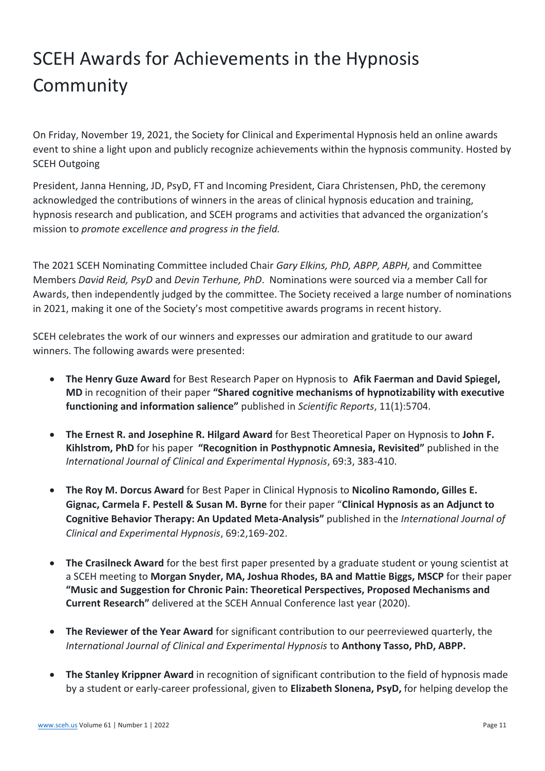# SCEH Awards for Achievements in the Hypnosis Community

On Friday, November 19, 2021, the Society for Clinical and Experimental Hypnosis held an online awards event to shine a light upon and publicly recognize achievements within the hypnosis community. Hosted by SCEH Outgoing

President, Janna Henning, JD, PsyD, FT and Incoming President, Ciara Christensen, PhD, the ceremony acknowledged the contributions of winners in the areas of clinical hypnosis education and training, hypnosis research and publication, and SCEH programs and activities that advanced the organization's mission to *promote excellence and progress in the field.*

The 2021 SCEH Nominating Committee included Chair *Gary Elkins, PhD, ABPP, ABPH,* and Committee Members *David Reid, PsyD* and *Devin Terhune, PhD*. Nominations were sourced via a member Call for Awards, then independently judged by the committee. The Society received a large number of nominations in 2021, making it one of the Society's most competitive awards programs in recent history.

SCEH celebrates the work of our winners and expresses our admiration and gratitude to our award winners. The following awards were presented:

- **The Henry Guze Award** for Best Research Paper on Hypnosis to **Afik Faerman and David Spiegel, MD** in recognition of their paper **"Shared cognitive mechanisms of hypnotizability with executive functioning and information salience"** published in *Scientific Reports*, 11(1):5704.
- **The Ernest R. and Josephine R. Hilgard Award** for Best Theoretical Paper on Hypnosis to **John F. Kihlstrom, PhD** for his paper **"Recognition in Posthypnotic Amnesia, Revisited"** published in the *International Journal of Clinical and Experimental Hypnosis*, 69:3, 383-410.
- **The Roy M. Dorcus Award** for Best Paper in Clinical Hypnosis to **Nicolino Ramondo, Gilles E. Gignac, Carmela F. Pestell & Susan M. Byrne** for their paper "**Clinical Hypnosis as an Adjunct to Cognitive Behavior Therapy: An Updated Meta-Analysis"** published in the *International Journal of Clinical and Experimental Hypnosis*, 69:2,169-202.
- **The Crasilneck Award** for the best first paper presented by a graduate student or young scientist at a SCEH meeting to **Morgan Snyder, MA, Joshua Rhodes, BA and Mattie Biggs, MSCP** for their paper **"Music and Suggestion for Chronic Pain: Theoretical Perspectives, Proposed Mechanisms and Current Research"** delivered at the SCEH Annual Conference last year (2020).
- **The Reviewer of the Year Award** for significant contribution to our peerreviewed quarterly, the *International Journal of Clinical and Experimental Hypnosis* to **Anthony Tasso, PhD, ABPP.**
- **The Stanley Krippner Award** in recognition of significant contribution to the field of hypnosis made by a student or early-career professional, given to **Elizabeth Slonena, PsyD,** for helping develop the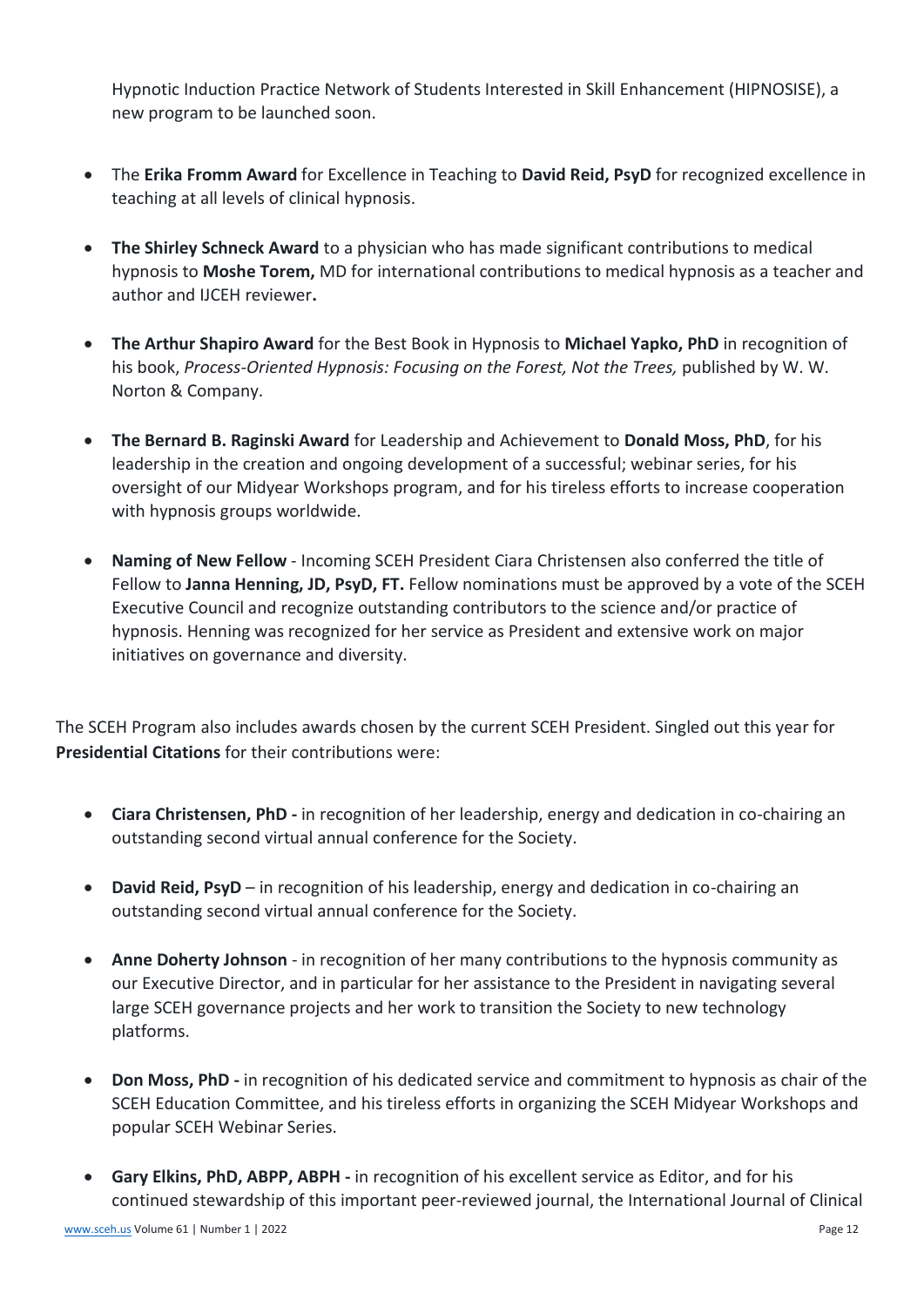Hypnotic Induction Practice Network of Students Interested in Skill Enhancement (HIPNOSISE), a new program to be launched soon.

- The **Erika Fromm Award** for Excellence in Teaching to **David Reid, PsyD** for recognized excellence in teaching at all levels of clinical hypnosis.

- **The Shirley Schneck Award** to a physician who has made significant contributions to medical hypnosis to **Moshe Torem,** MD for international contributions to medical hypnosis as a teacher and author and IJCEH reviewer**.**

- **The Arthur Shapiro Award** for the Best Book in Hypnosis to **Michael Yapko, PhD** in recognition of his book, *Process-Oriented Hypnosis: Focusing on the Forest, Not the Trees,* published by W. W. Norton & Company.

- **The Bernard B. Raginski Award** for Leadership and Achievement to **Donald Moss, PhD**, for his leadership in the creation and ongoing development of a successful; webinar series, for his oversight of our Midyear Workshops program, and for his tireless efforts to increase cooperation with hypnosis groups worldwide.

- **Naming of New Fellow** - Incoming SCEH President Ciara Christensen also conferred the title of Fellow to **Janna Henning, JD, PsyD, FT.** Fellow nominations must be approved by a vote of the SCEH Executive Council and recognize outstanding contributors to the science and/or practice of hypnosis. Henning was recognized for her service as President and extensive work on major initiatives on governance and diversity.

The SCEH Program also includes awards chosen by the current SCEH President. Singled out this year for **Presidential Citations** for their contributions were:

- **Ciara Christensen, PhD -** in recognition of her leadership, energy and dedication in co-chairing an outstanding second virtual annual conference for the Society.

- **David Reid, PsyD** – in recognition of his leadership, energy and dedication in co-chairing an outstanding second virtual annual conference for the Society.

- **Anne Doherty Johnson** - in recognition of her many contributions to the hypnosis community as our Executive Director, and in particular for her assistance to the President in navigating several large SCEH governance projects and her work to transition the Society to new technology platforms.

- **Don Moss, PhD -** in recognition of his dedicated service and commitment to hypnosis as chair of the SCEH Education Committee, and his tireless efforts in organizing the SCEH Midyear Workshops and popular SCEH Webinar Series.

- **Gary Elkins, PhD, ABPP, ABPH -** in recognition of his excellent service as Editor, and for his continued stewardship of this important peer-reviewed journal, the International Journal of Clinical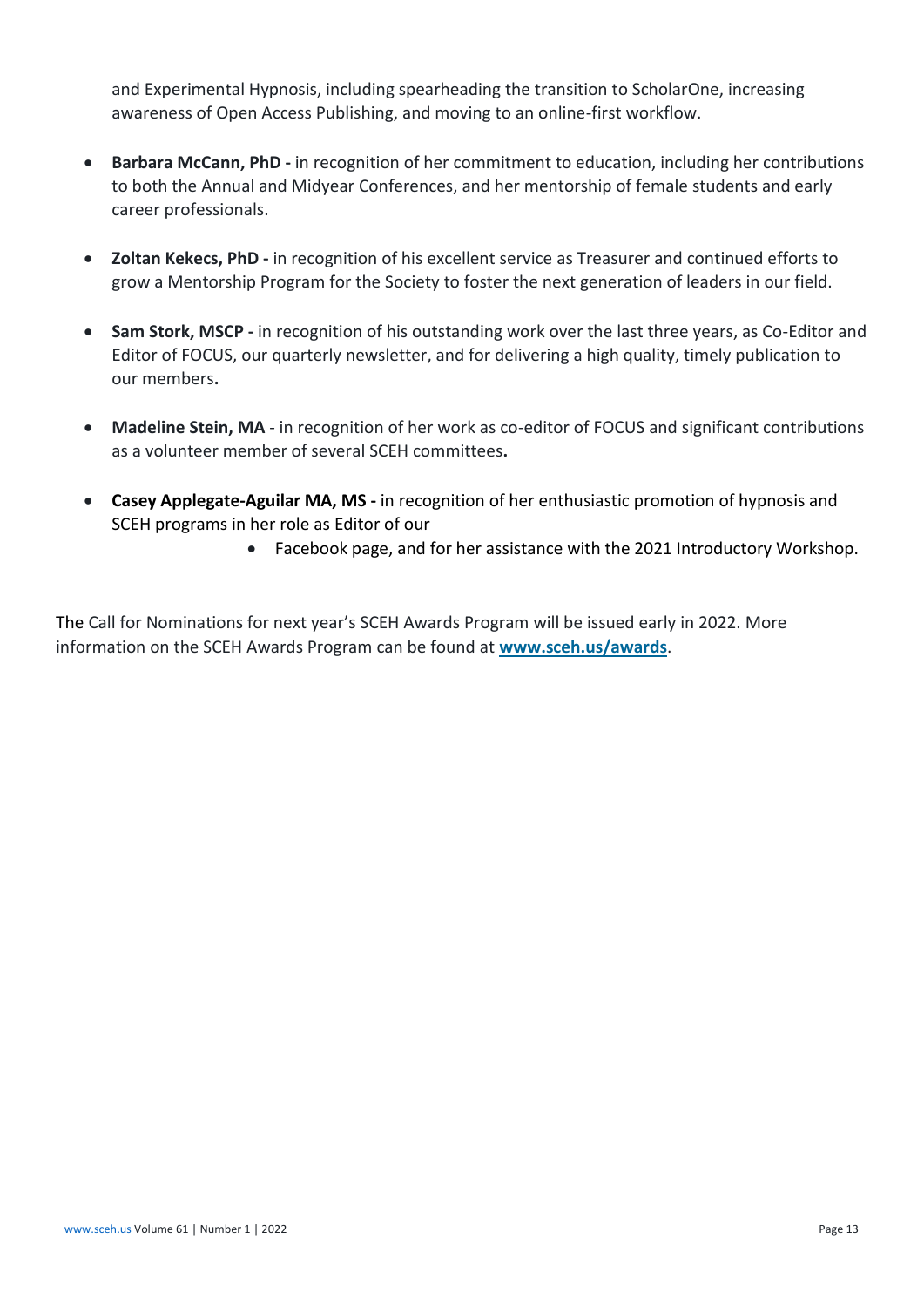and Experimental Hypnosis, including spearheading the transition to ScholarOne, increasing awareness of Open Access Publishing, and moving to an online-first workflow.

- **Barbara McCann, PhD -** in recognition of her commitment to education, including her contributions to both the Annual and Midyear Conferences, and her mentorship of female students and early career professionals.

- **Zoltan Kekecs, PhD -** in recognition of his excellent service as Treasurer and continued efforts to grow a Mentorship Program for the Society to foster the next generation of leaders in our field.

- **Sam Stork, MSCP -** in recognition of his outstanding work over the last three years, as Co-Editor and Editor of FOCUS, our quarterly newsletter, and for delivering a high quality, timely publication to our members**.**

- **Madeline Stein, MA** - in recognition of her work as co-editor of FOCUS and significant contributions as a volunteer member of several SCEH committees**.**

- **Casey Applegate-Aguilar MA, MS -** in recognition of her enthusiastic promotion of hypnosis and SCEH programs in her role as Editor of our
    - Facebook page, and for her assistance with the 2021 Introductory Workshop.

The Call for Nominations for next year's SCEH Awards Program will be issued early in 2022. More information on the SCEH Awards Program can be found at **[www.sceh.us/awards](http://www.sceh.us/awards)**.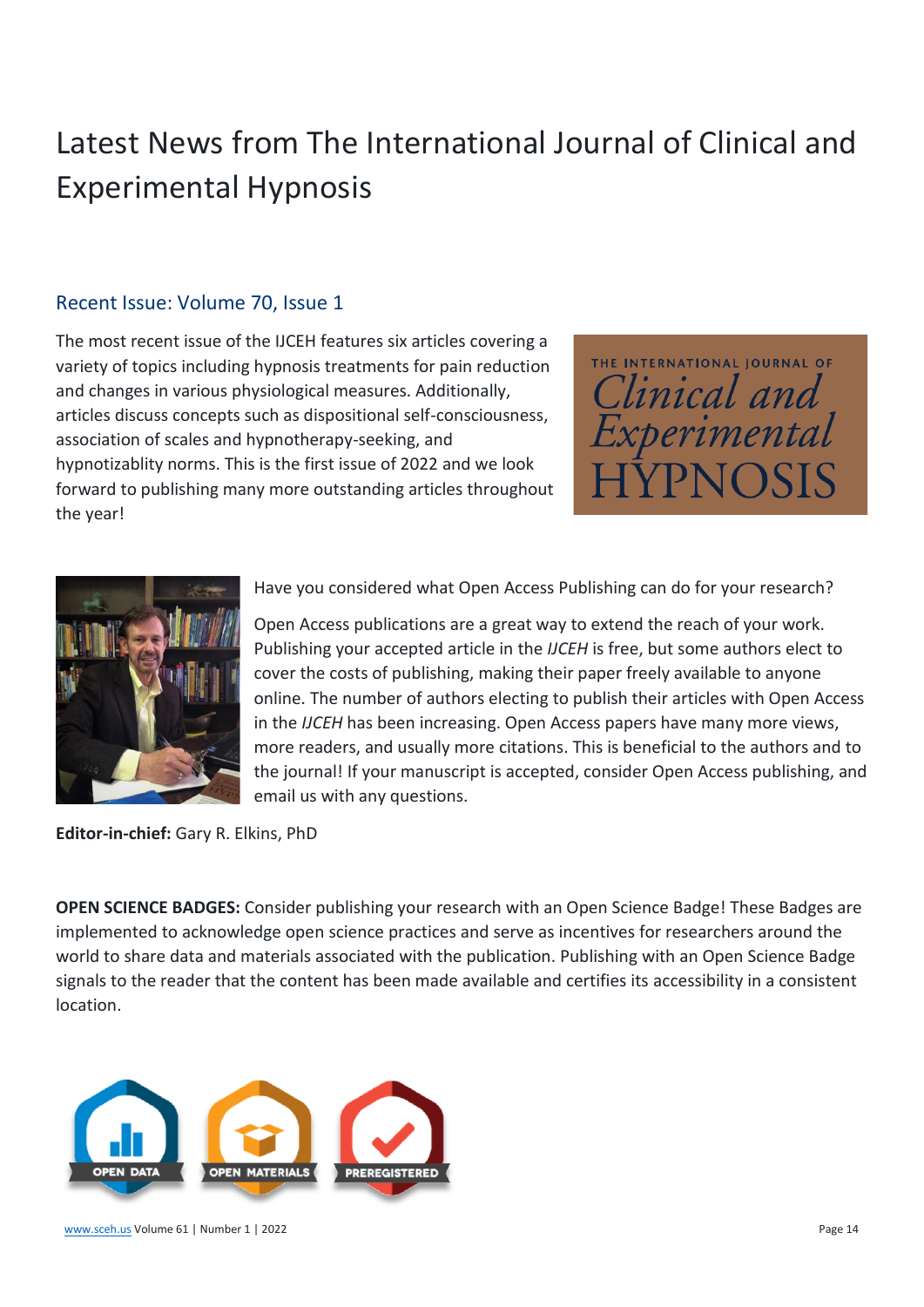# Latest News from The International Journal of Clinical and Experimental Hypnosis

## Recent Issue: Volume 70, Issue 1

The most recent issue of the IJCEH features six articles covering a variety of topics including hypnosis treatments for pain reduction and changes in various physiological measures. Additionally, articles discuss concepts such as dispositional self-consciousness, association of scales and hypnotherapy-seeking, and hypnotizablity norms. This is the first issue of 2022 and we look forward to publishing many more outstanding articles throughout the year!

Have you considered what Open Access Publishing can do for your research?

Open Access publications are a great way to extend the reach of your work. Publishing your accepted article in the *IJCEH* is free, but some authors elect to cover the costs of publishing, making their paper freely available to anyone online. The number of authors electing to publish their articles with Open Access in the *IJCEH* has been increasing. Open Access papers have many more views, more readers, and usually more citations. This is beneficial to the authors and to the journal! If your manuscript is accepted, consider Open Access publishing, and email us with any questions.

**Editor-in-chief:** Gary R. Elkins, PhD

**OPEN SCIENCE BADGES:** Consider publishing your research with an Open Science Badge! These Badges are implemented to acknowledge open science practices and serve as incentives for researchers around the world to share data and materials associated with the publication. Publishing with an Open Science Badge signals to the reader that the content has been made available and certifies its accessibility in a consistent location.

OPEN DATA | OPEN MATERIALS | PREREGISTERED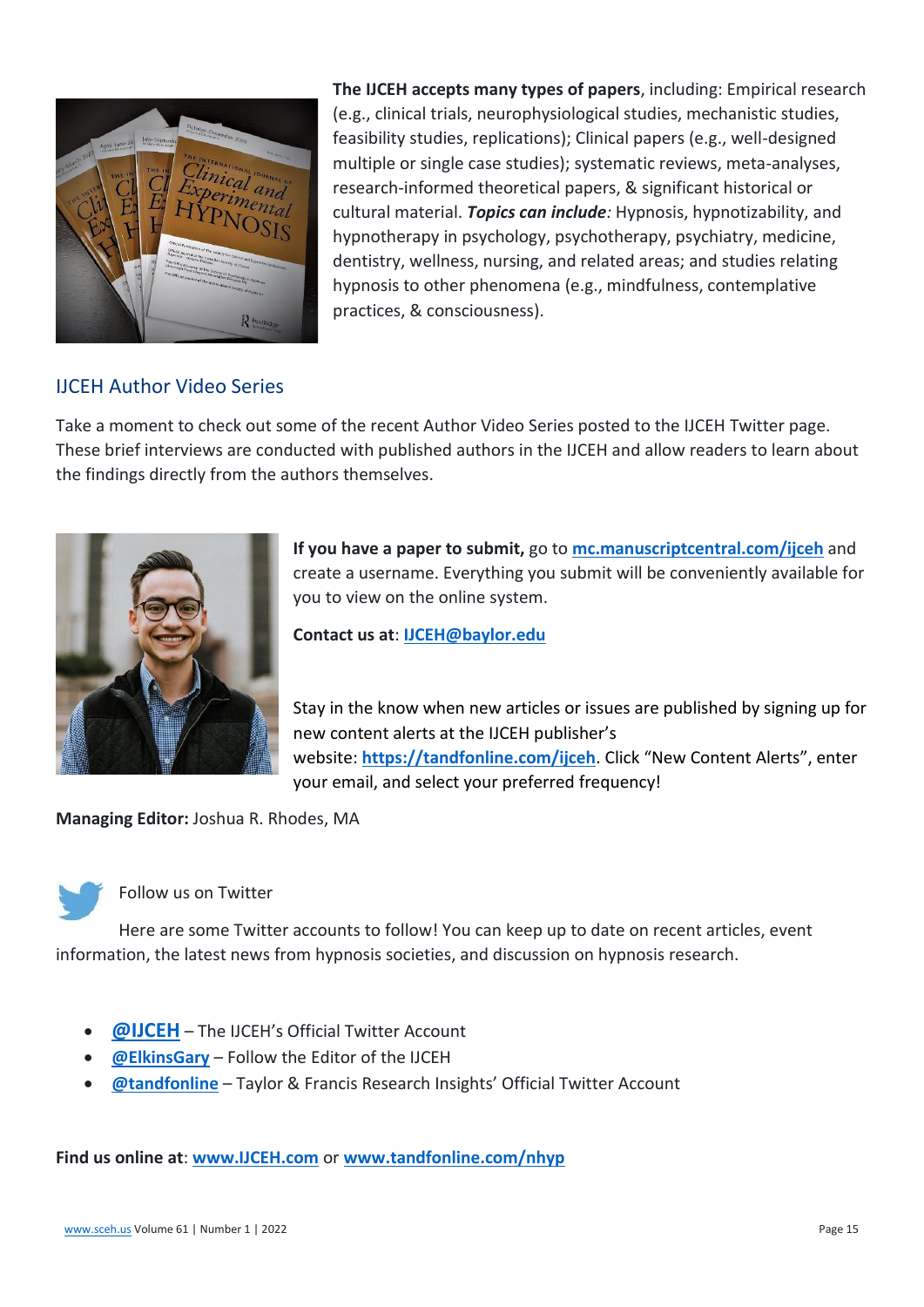**The IJCEH accepts many types of papers**, including: Empirical research (e.g., clinical trials, neurophysiological studies, mechanistic studies, feasibility studies, replications); Clinical papers (e.g., well-designed multiple or single case studies); systematic reviews, meta-analyses, research-informed theoretical papers, & significant historical or cultural material. ***Topics can include**:* Hypnosis, hypnotizability, and hypnotherapy in psychology, psychotherapy, psychiatry, medicine, dentistry, wellness, nursing, and related areas; and studies relating hypnosis to other phenomena (e.g., mindfulness, contemplative practices, & consciousness).

## IJCEH Author Video Series

Take a moment to check out some of the recent Author Video Series posted to the IJCEH Twitter page. These brief interviews are conducted with published authors in the IJCEH and allow readers to learn about the findings directly from the authors themselves.

**If you have a paper to submit,** go to **mc.manuscriptcentral.com/ijceh** and create a username. Everything you submit will be conveniently available for you to view on the online system.

**Contact us at**: **IJCEH@baylor.edu**

Stay in the know when new articles or issues are published by signing up for new content alerts at the IJCEH publisher's website: **https://tandfonline.com/ijceh**. Click "New Content Alerts", enter your email, and select your preferred frequency!

**Managing Editor:** Joshua R. Rhodes, MA

Follow us on Twitter

Here are some Twitter accounts to follow! You can keep up to date on recent articles, event information, the latest news from hypnosis societies, and discussion on hypnosis research.

- **@IJCEH** – The IJCEH's Official Twitter Account
- **@ElkinsGary** – Follow the Editor of the IJCEH
- **@tandfonline** – Taylor & Francis Research Insights' Official Twitter Account

**Find us online at**: **www.IJCEH.com** or **www.tandfonline.com/nhyp**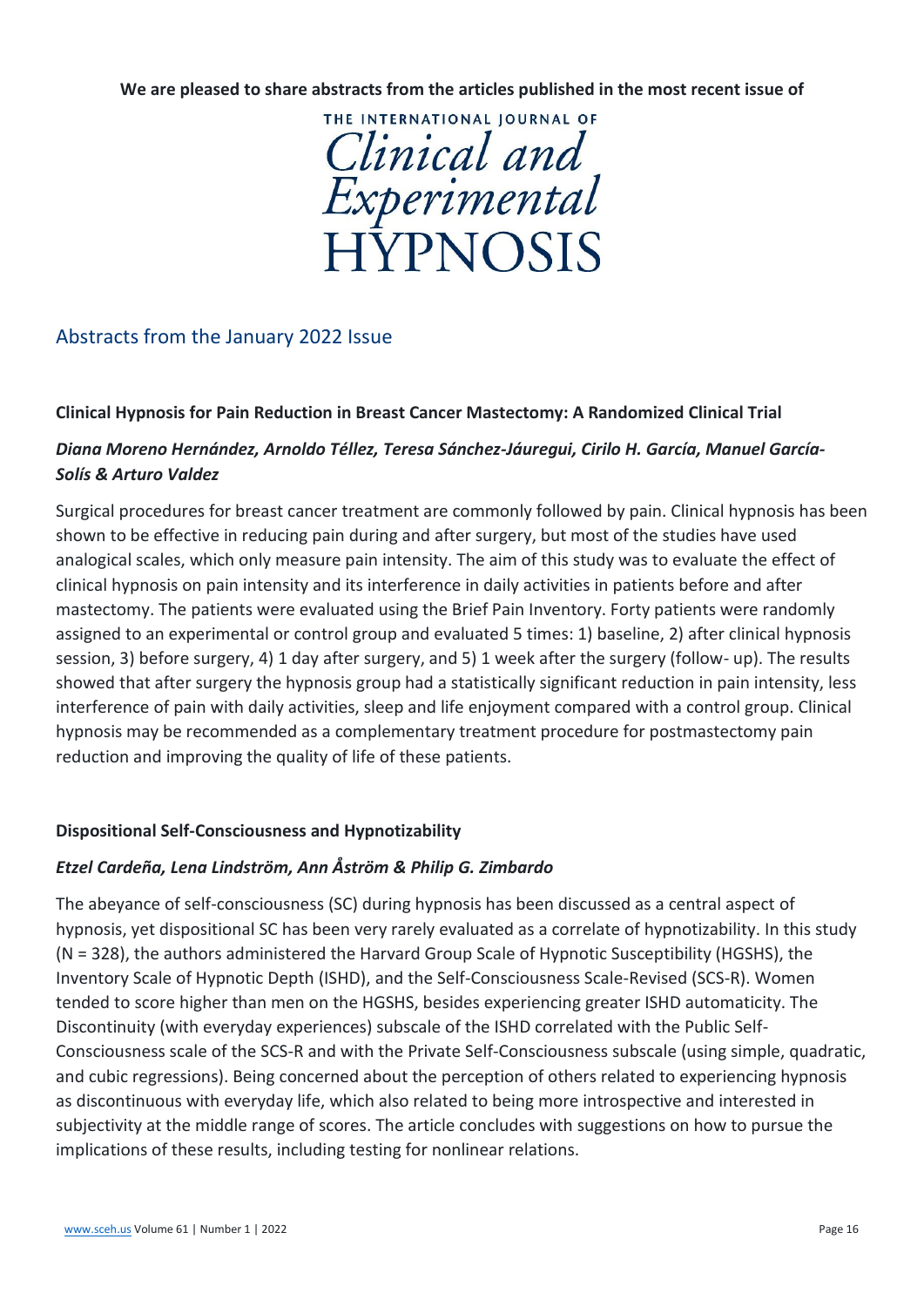**We are pleased to share abstracts from the articles published in the most recent issue of**

THE INTERNATIONAL JOURNAL OF *Clinical and Experimental* HYPNOSIS

## Abstracts from the January 2022 Issue

### Clinical Hypnosis for Pain Reduction in Breast Cancer Mastectomy: A Randomized Clinical Trial

***Diana Moreno Hernández, Arnoldo Téllez, Teresa Sánchez-Jáuregui, Cirilo H. García, Manuel García-Solís & Arturo Valdez***

Surgical procedures for breast cancer treatment are commonly followed by pain. Clinical hypnosis has been shown to be effective in reducing pain during and after surgery, but most of the studies have used analogical scales, which only measure pain intensity. The aim of this study was to evaluate the effect of clinical hypnosis on pain intensity and its interference in daily activities in patients before and after mastectomy. The patients were evaluated using the Brief Pain Inventory. Forty patients were randomly assigned to an experimental or control group and evaluated 5 times: 1) baseline, 2) after clinical hypnosis session, 3) before surgery, 4) 1 day after surgery, and 5) 1 week after the surgery (follow- up). The results showed that after surgery the hypnosis group had a statistically significant reduction in pain intensity, less interference of pain with daily activities, sleep and life enjoyment compared with a control group. Clinical hypnosis may be recommended as a complementary treatment procedure for postmastectomy pain reduction and improving the quality of life of these patients.

### Dispositional Self-Consciousness and Hypnotizability

***Etzel Cardeña, Lena Lindström, Ann Åström & Philip G. Zimbardo***

The abeyance of self-consciousness (SC) during hypnosis has been discussed as a central aspect of hypnosis, yet dispositional SC has been very rarely evaluated as a correlate of hypnotizability. In this study ($N = 328$), the authors administered the Harvard Group Scale of Hypnotic Susceptibility (HGSHS), the Inventory Scale of Hypnotic Depth (ISHD), and the Self-Consciousness Scale-Revised (SCS-R). Women tended to score higher than men on the HGSHS, besides experiencing greater ISHD automaticity. The Discontinuity (with everyday experiences) subscale of the ISHD correlated with the Public Self-Consciousness scale of the SCS-R and with the Private Self-Consciousness subscale (using simple, quadratic, and cubic regressions). Being concerned about the perception of others related to experiencing hypnosis as discontinuous with everyday life, which also related to being more introspective and interested in subjectivity at the middle range of scores. The article concludes with suggestions on how to pursue the implications of these results, including testing for nonlinear relations.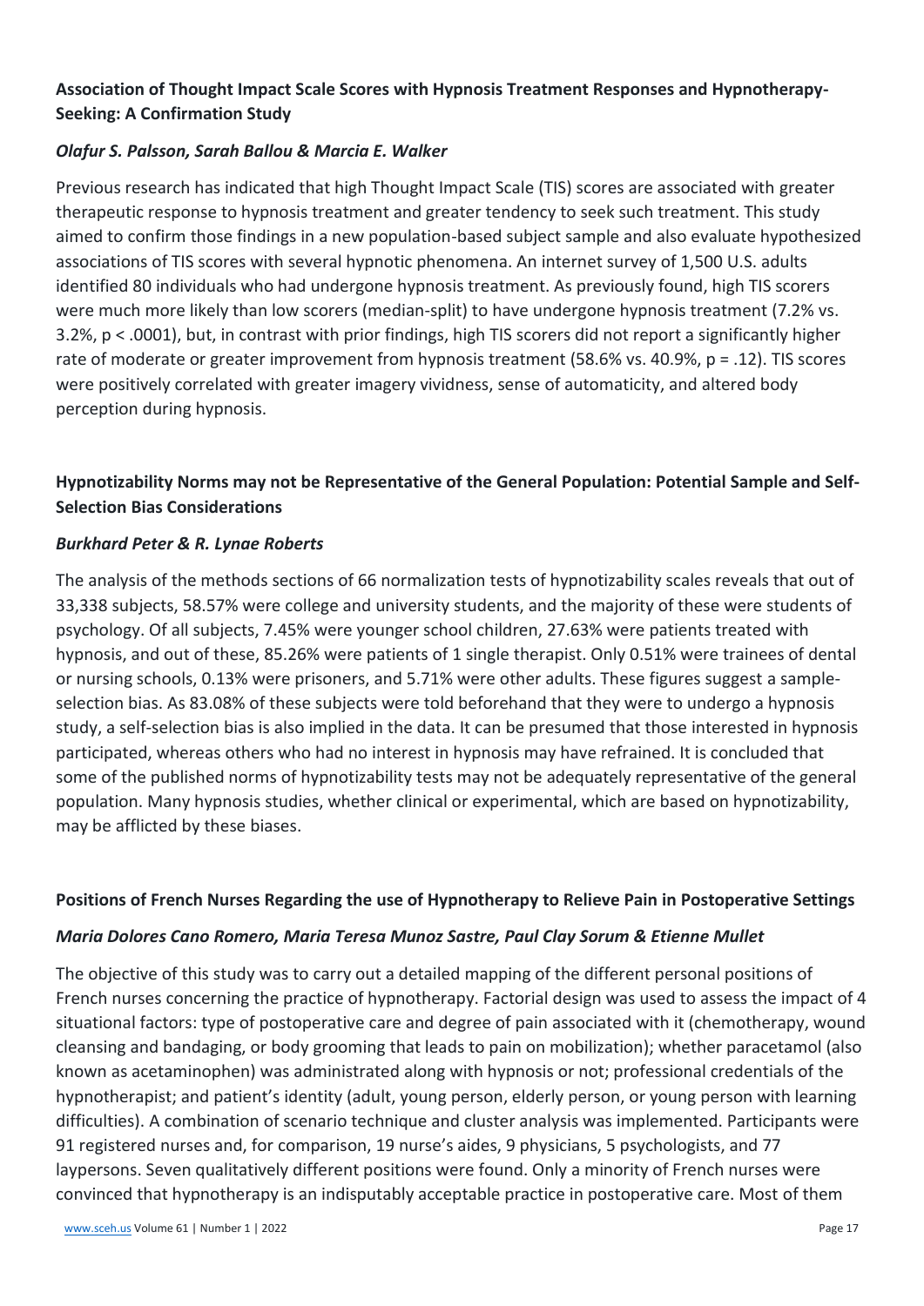### Association of Thought Impact Scale Scores with Hypnosis Treatment Responses and Hypnotherapy-Seeking: A Confirmation Study

***Olafur S. Palsson, Sarah Ballou & Marcia E. Walker***

Previous research has indicated that high Thought Impact Scale (TIS) scores are associated with greater therapeutic response to hypnosis treatment and greater tendency to seek such treatment. This study aimed to confirm those findings in a new population-based subject sample and also evaluate hypothesized associations of TIS scores with several hypnotic phenomena. An internet survey of 1,500 U.S. adults identified 80 individuals who had undergone hypnosis treatment. As previously found, high TIS scorers were much more likely than low scorers (median-split) to have undergone hypnosis treatment (7.2% vs. 3.2%, $p < .0001$), but, in contrast with prior findings, high TIS scorers did not report a significantly higher rate of moderate or greater improvement from hypnosis treatment (58.6% vs. 40.9%, $p = .12$). TIS scores were positively correlated with greater imagery vividness, sense of automaticity, and altered body perception during hypnosis.

### Hypnotizability Norms may not be Representative of the General Population: Potential Sample and Self-Selection Bias Considerations

***Burkhard Peter & R. Lynae Roberts***

The analysis of the methods sections of 66 normalization tests of hypnotizability scales reveals that out of 33,338 subjects, 58.57% were college and university students, and the majority of these were students of psychology. Of all subjects, 7.45% were younger school children, 27.63% were patients treated with hypnosis, and out of these, 85.26% were patients of 1 single therapist. Only 0.51% were trainees of dental or nursing schools, 0.13% were prisoners, and 5.71% were other adults. These figures suggest a sample-selection bias. As 83.08% of these subjects were told beforehand that they were to undergo a hypnosis study, a self-selection bias is also implied in the data. It can be presumed that those interested in hypnosis participated, whereas others who had no interest in hypnosis may have refrained. It is concluded that some of the published norms of hypnotizability tests may not be adequately representative of the general population. Many hypnosis studies, whether clinical or experimental, which are based on hypnotizability, may be afflicted by these biases.

### Positions of French Nurses Regarding the use of Hypnotherapy to Relieve Pain in Postoperative Settings

***Maria Dolores Cano Romero, Maria Teresa Munoz Sastre, Paul Clay Sorum & Etienne Mullet***

The objective of this study was to carry out a detailed mapping of the different personal positions of French nurses concerning the practice of hypnotherapy. Factorial design was used to assess the impact of 4 situational factors: type of postoperative care and degree of pain associated with it (chemotherapy, wound cleansing and bandaging, or body grooming that leads to pain on mobilization); whether paracetamol (also known as acetaminophen) was administrated along with hypnosis or not; professional credentials of the hypnotherapist; and patient's identity (adult, young person, elderly person, or young person with learning difficulties). A combination of scenario technique and cluster analysis was implemented. Participants were 91 registered nurses and, for comparison, 19 nurse's aides, 9 physicians, 5 psychologists, and 77 laypersons. Seven qualitatively different positions were found. Only a minority of French nurses were convinced that hypnotherapy is an indisputably acceptable practice in postoperative care. Most of them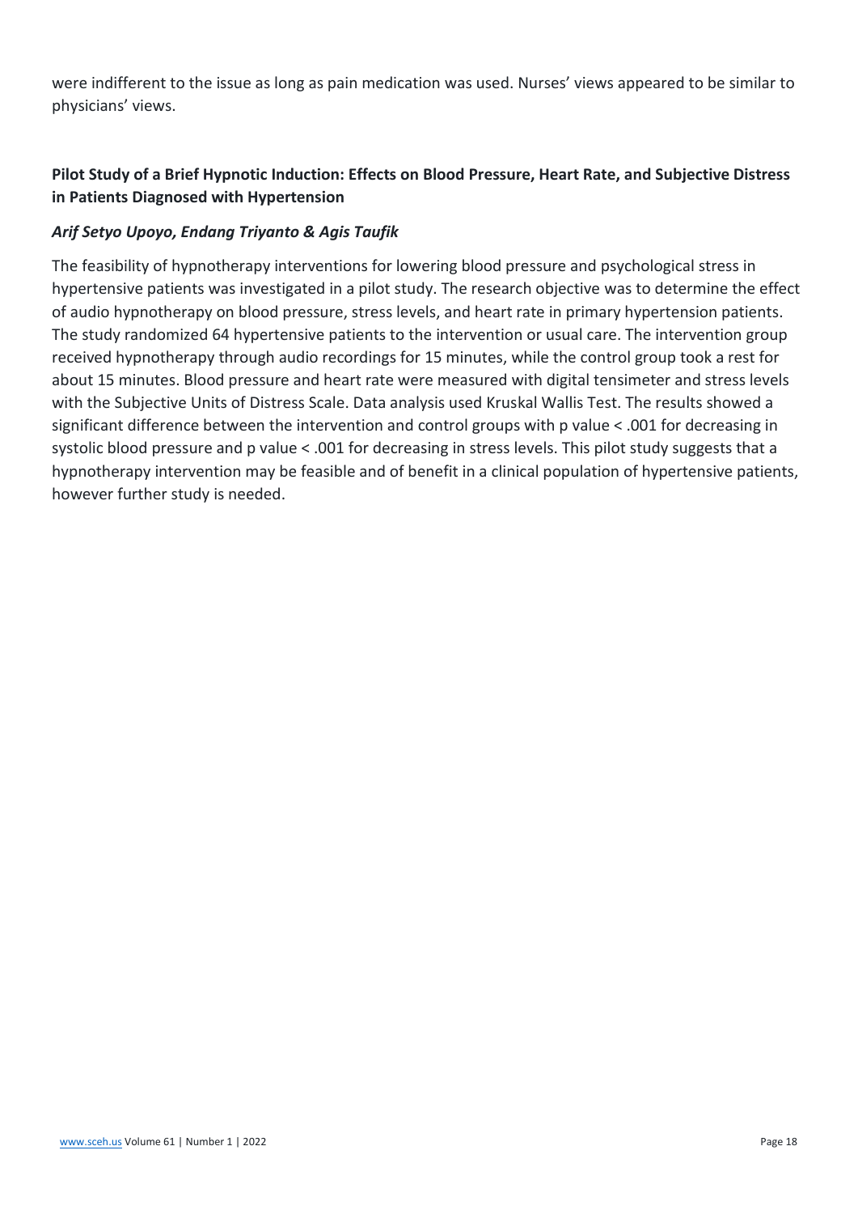were indifferent to the issue as long as pain medication was used. Nurses' views appeared to be similar to physicians' views.

### Pilot Study of a Brief Hypnotic Induction: Effects on Blood Pressure, Heart Rate, and Subjective Distress in Patients Diagnosed with Hypertension

***Arif Setyo Upoyo, Endang Triyanto & Agis Taufik***

The feasibility of hypnotherapy interventions for lowering blood pressure and psychological stress in hypertensive patients was investigated in a pilot study. The research objective was to determine the effect of audio hypnotherapy on blood pressure, stress levels, and heart rate in primary hypertension patients. The study randomized 64 hypertensive patients to the intervention or usual care. The intervention group received hypnotherapy through audio recordings for 15 minutes, while the control group took a rest for about 15 minutes. Blood pressure and heart rate were measured with digital tensimeter and stress levels with the Subjective Units of Distress Scale. Data analysis used Kruskal Wallis Test. The results showed a significant difference between the intervention and control groups with p value $< .001$ for decreasing in systolic blood pressure and p value $< .001$ for decreasing in stress levels. This pilot study suggests that a hypnotherapy intervention may be feasible and of benefit in a clinical population of hypertensive patients, however further study is needed.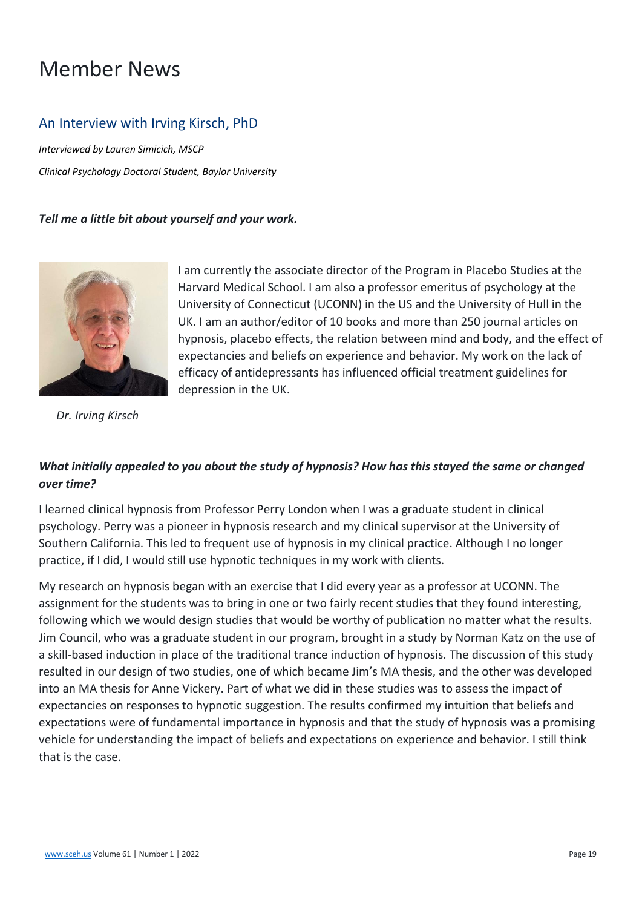# Member News

## An Interview with Irving Kirsch, PhD

*Interviewed by Lauren Simicich, MSCP*

*Clinical Psychology Doctoral Student, Baylor University*

***Tell me a little bit about yourself and your work.***

I am currently the associate director of the Program in Placebo Studies at the Harvard Medical School. I am also a professor emeritus of psychology at the University of Connecticut (UCONN) in the US and the University of Hull in the UK. I am an author/editor of 10 books and more than 250 journal articles on hypnosis, placebo effects, the relation between mind and body, and the effect of expectancies and beliefs on experience and behavior. My work on the lack of efficacy of antidepressants has influenced official treatment guidelines for depression in the UK.

*Dr. Irving Kirsch*

***What initially appealed to you about the study of hypnosis? How has this stayed the same or changed over time?***

I learned clinical hypnosis from Professor Perry London when I was a graduate student in clinical psychology. Perry was a pioneer in hypnosis research and my clinical supervisor at the University of Southern California. This led to frequent use of hypnosis in my clinical practice. Although I no longer practice, if I did, I would still use hypnotic techniques in my work with clients.

My research on hypnosis began with an exercise that I did every year as a professor at UCONN. The assignment for the students was to bring in one or two fairly recent studies that they found interesting, following which we would design studies that would be worthy of publication no matter what the results. Jim Council, who was a graduate student in our program, brought in a study by Norman Katz on the use of a skill-based induction in place of the traditional trance induction of hypnosis. The discussion of this study resulted in our design of two studies, one of which became Jim's MA thesis, and the other was developed into an MA thesis for Anne Vickery. Part of what we did in these studies was to assess the impact of expectancies on responses to hypnotic suggestion. The results confirmed my intuition that beliefs and expectations were of fundamental importance in hypnosis and that the study of hypnosis was a promising vehicle for understanding the impact of beliefs and expectations on experience and behavior. I still think that is the case.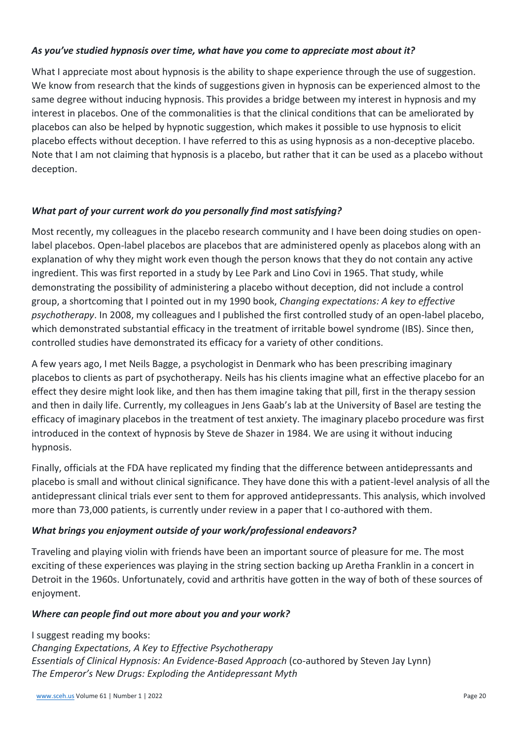### *As you've studied hypnosis over time, what have you come to appreciate most about it?*

What I appreciate most about hypnosis is the ability to shape experience through the use of suggestion. We know from research that the kinds of suggestions given in hypnosis can be experienced almost to the same degree without inducing hypnosis. This provides a bridge between my interest in hypnosis and my interest in placebos. One of the commonalities is that the clinical conditions that can be ameliorated by placebos can also be helped by hypnotic suggestion, which makes it possible to use hypnosis to elicit placebo effects without deception. I have referred to this as using hypnosis as a non-deceptive placebo. Note that I am not claiming that hypnosis is a placebo, but rather that it can be used as a placebo without deception.

### *What part of your current work do you personally find most satisfying?*

Most recently, my colleagues in the placebo research community and I have been doing studies on open-label placebos. Open-label placebos are placebos that are administered openly as placebos along with an explanation of why they might work even though the person knows that they do not contain any active ingredient. This was first reported in a study by Lee Park and Lino Covi in 1965. That study, while demonstrating the possibility of administering a placebo without deception, did not include a control group, a shortcoming that I pointed out in my 1990 book, *Changing expectations: A key to effective psychotherapy*. In 2008, my colleagues and I published the first controlled study of an open-label placebo, which demonstrated substantial efficacy in the treatment of irritable bowel syndrome (IBS). Since then, controlled studies have demonstrated its efficacy for a variety of other conditions.

A few years ago, I met Neils Bagge, a psychologist in Denmark who has been prescribing imaginary placebos to clients as part of psychotherapy. Neils has his clients imagine what an effective placebo for an effect they desire might look like, and then has them imagine taking that pill, first in the therapy session and then in daily life. Currently, my colleagues in Jens Gaab's lab at the University of Basel are testing the efficacy of imaginary placebos in the treatment of test anxiety. The imaginary placebo procedure was first introduced in the context of hypnosis by Steve de Shazer in 1984. We are using it without inducing hypnosis.

Finally, officials at the FDA have replicated my finding that the difference between antidepressants and placebo is small and without clinical significance. They have done this with a patient-level analysis of all the antidepressant clinical trials ever sent to them for approved antidepressants. This analysis, which involved more than 73,000 patients, is currently under review in a paper that I co-authored with them.

### *What brings you enjoyment outside of your work/professional endeavors?*

Traveling and playing violin with friends have been an important source of pleasure for me. The most exciting of these experiences was playing in the string section backing up Aretha Franklin in a concert in Detroit in the 1960s. Unfortunately, covid and arthritis have gotten in the way of both of these sources of enjoyment.

### *Where can people find out more about you and your work?*

I suggest reading my books:
*Changing Expectations, A Key to Effective Psychotherapy*
*Essentials of Clinical Hypnosis: An Evidence-Based Approach* (co-authored by Steven Jay Lynn)
*The Emperor's New Drugs: Exploding the Antidepressant Myth*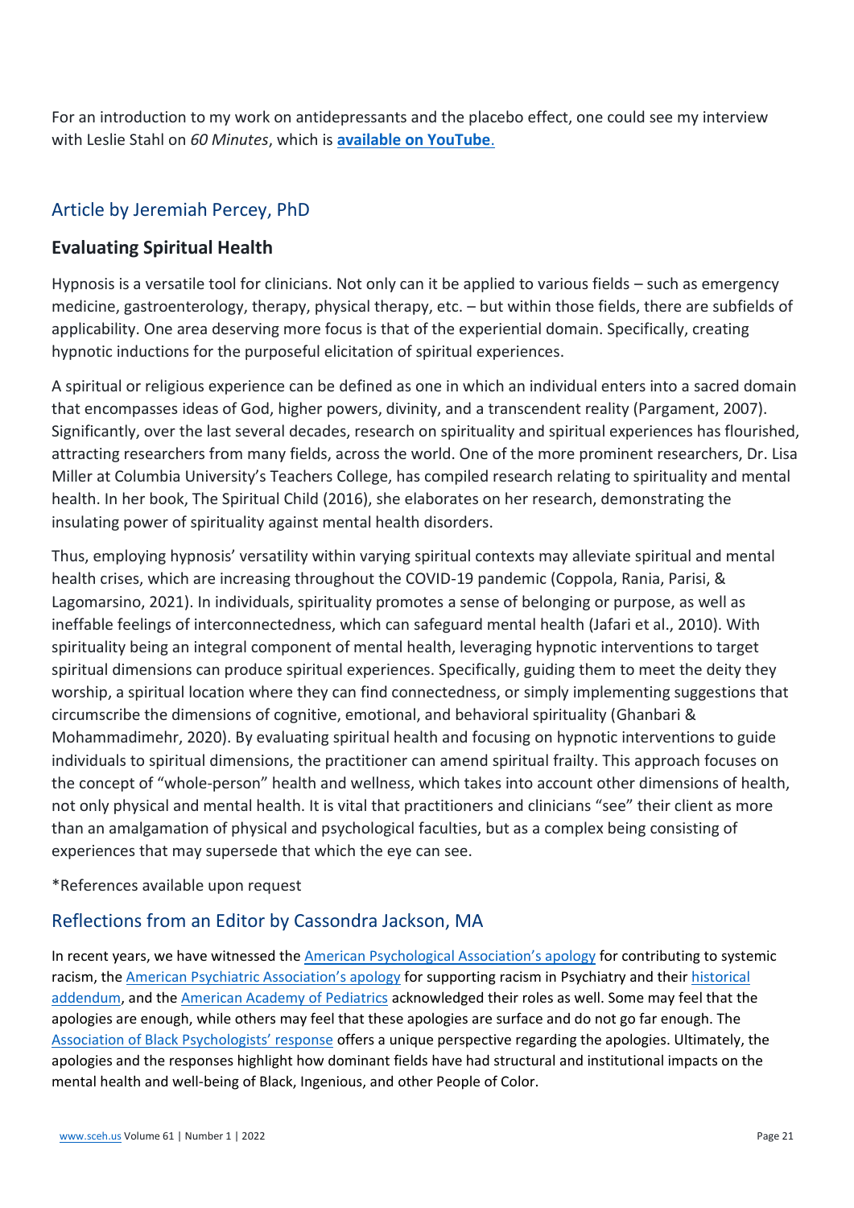For an introduction to my work on antidepressants and the placebo effect, one could see my interview with Leslie Stahl on *60 Minutes*, which is **[available on YouTube](https://www.youtube.com)**.

## Article by Jeremiah Percey, PhD

### Evaluating Spiritual Health

Hypnosis is a versatile tool for clinicians. Not only can it be applied to various fields – such as emergency medicine, gastroenterology, therapy, physical therapy, etc. – but within those fields, there are subfields of applicability. One area deserving more focus is that of the experiential domain. Specifically, creating hypnotic inductions for the purposeful elicitation of spiritual experiences.

A spiritual or religious experience can be defined as one in which an individual enters into a sacred domain that encompasses ideas of God, higher powers, divinity, and a transcendent reality (Pargament, 2007). Significantly, over the last several decades, research on spirituality and spiritual experiences has flourished, attracting researchers from many fields, across the world. One of the more prominent researchers, Dr. Lisa Miller at Columbia University's Teachers College, has compiled research relating to spirituality and mental health. In her book, The Spiritual Child (2016), she elaborates on her research, demonstrating the insulating power of spirituality against mental health disorders.

Thus, employing hypnosis' versatility within varying spiritual contexts may alleviate spiritual and mental health crises, which are increasing throughout the COVID-19 pandemic (Coppola, Rania, Parisi, & Lagomarsino, 2021). In individuals, spirituality promotes a sense of belonging or purpose, as well as ineffable feelings of interconnectedness, which can safeguard mental health (Jafari et al., 2010). With spirituality being an integral component of mental health, leveraging hypnotic interventions to target spiritual dimensions can produce spiritual experiences. Specifically, guiding them to meet the deity they worship, a spiritual location where they can find connectedness, or simply implementing suggestions that circumscribe the dimensions of cognitive, emotional, and behavioral spirituality (Ghanbari & Mohammadimehr, 2020). By evaluating spiritual health and focusing on hypnotic interventions to guide individuals to spiritual dimensions, the practitioner can amend spiritual frailty. This approach focuses on the concept of "whole-person" health and wellness, which takes into account other dimensions of health, not only physical and mental health. It is vital that practitioners and clinicians "see" their client as more than an amalgamation of physical and psychological faculties, but as a complex being consisting of experiences that may supersede that which the eye can see.

*References available upon request

## Reflections from an Editor by Cassondra Jackson, MA

In recent years, we have witnessed the American Psychological Association's apology for contributing to systemic racism, the American Psychiatric Association's apology for supporting racism in Psychiatry and their historical addendum, and the American Academy of Pediatrics acknowledged their roles as well. Some may feel that the apologies are enough, while others may feel that these apologies are surface and do not go far enough. The Association of Black Psychologists' response offers a unique perspective regarding the apologies. Ultimately, the apologies and the responses highlight how dominant fields have had structural and institutional impacts on the mental health and well-being of Black, Ingenious, and other People of Color.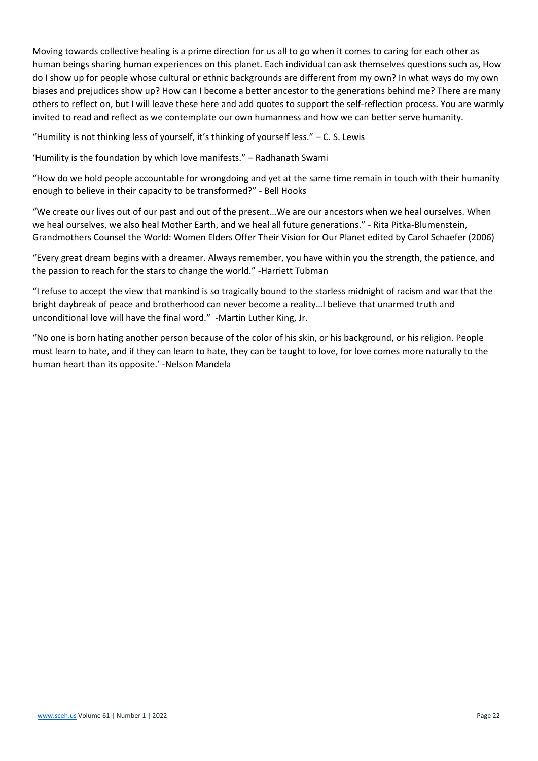Moving towards collective healing is a prime direction for us all to go when it comes to caring for each other as human beings sharing human experiences on this planet. Each individual can ask themselves questions such as, How do I show up for people whose cultural or ethnic backgrounds are different from my own? In what ways do my own biases and prejudices show up? How can I become a better ancestor to the generations behind me? There are many others to reflect on, but I will leave these here and add quotes to support the self-reflection process. You are warmly invited to read and reflect as we contemplate our own humanness and how we can better serve humanity.

"Humility is not thinking less of yourself, it's thinking of yourself less." – C. S. Lewis

'Humility is the foundation by which love manifests." – Radhanath Swami

"How do we hold people accountable for wrongdoing and yet at the same time remain in touch with their humanity enough to believe in their capacity to be transformed?" - Bell Hooks

"We create our lives out of our past and out of the present…We are our ancestors when we heal ourselves. When we heal ourselves, we also heal Mother Earth, and we heal all future generations." - Rita Pitka-Blumenstein, Grandmothers Counsel the World: Women Elders Offer Their Vision for Our Planet edited by Carol Schaefer (2006)

"Every great dream begins with a dreamer. Always remember, you have within you the strength, the patience, and the passion to reach for the stars to change the world." -Harriett Tubman

"I refuse to accept the view that mankind is so tragically bound to the starless midnight of racism and war that the bright daybreak of peace and brotherhood can never become a reality…I believe that unarmed truth and unconditional love will have the final word." -Martin Luther King, Jr.

"No one is born hating another person because of the color of his skin, or his background, or his religion. People must learn to hate, and if they can learn to hate, they can be taught to love, for love comes more naturally to the human heart than its opposite.' -Nelson Mandela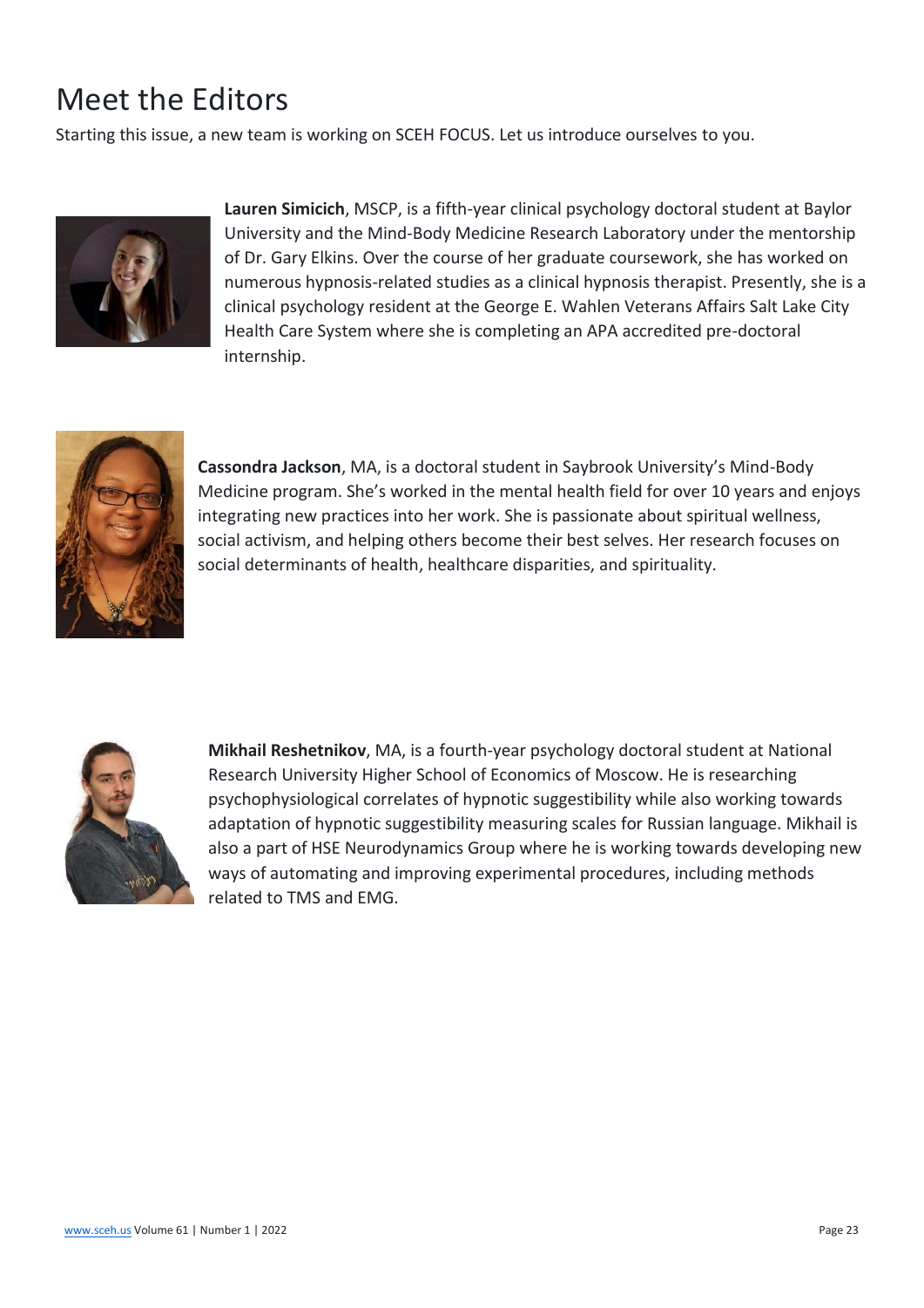# Meet the Editors

Starting this issue, a new team is working on SCEH FOCUS. Let us introduce ourselves to you.

**Lauren Simicich**, MSCP, is a fifth-year clinical psychology doctoral student at Baylor University and the Mind-Body Medicine Research Laboratory under the mentorship of Dr. Gary Elkins. Over the course of her graduate coursework, she has worked on numerous hypnosis-related studies as a clinical hypnosis therapist. Presently, she is a clinical psychology resident at the George E. Wahlen Veterans Affairs Salt Lake City Health Care System where she is completing an APA accredited pre-doctoral internship.

**Cassondra Jackson**, MA, is a doctoral student in Saybrook University's Mind-Body Medicine program. She's worked in the mental health field for over 10 years and enjoys integrating new practices into her work. She is passionate about spiritual wellness, social activism, and helping others become their best selves. Her research focuses on social determinants of health, healthcare disparities, and spirituality.

**Mikhail Reshetnikov**, MA, is a fourth-year psychology doctoral student at National Research University Higher School of Economics of Moscow. He is researching psychophysiological correlates of hypnotic suggestibility while also working towards adaptation of hypnotic suggestibility measuring scales for Russian language. Mikhail is also a part of HSE Neurodynamics Group where he is working towards developing new ways of automating and improving experimental procedures, including methods related to TMS and EMG.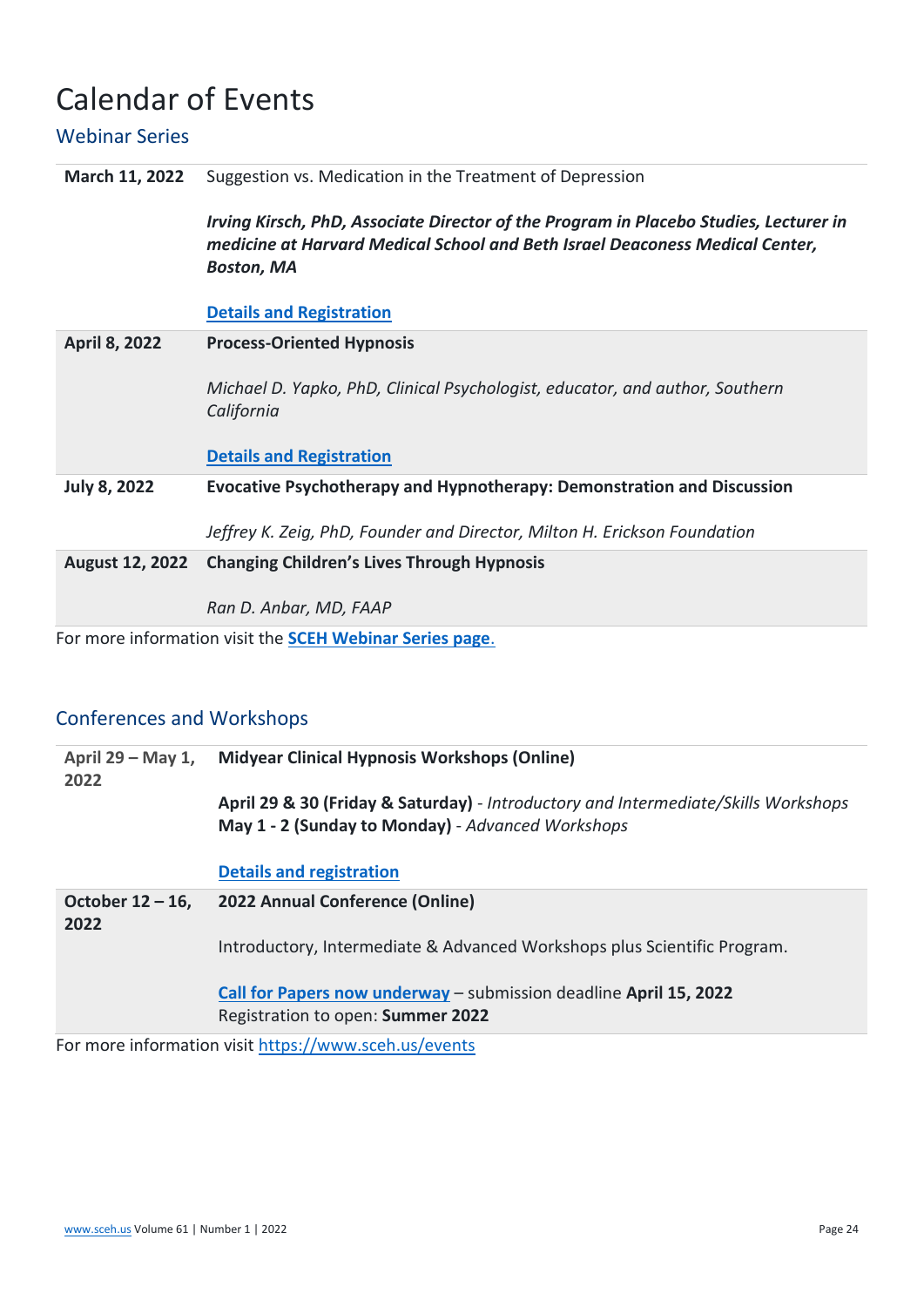# Calendar of Events

## Webinar Series

| | |
|---|---|
| **March 11, 2022** | Suggestion vs. Medication in the Treatment of Depression<br><br>***Irving Kirsch, PhD, Associate Director of the Program in Placebo Studies, Lecturer in medicine at Harvard Medical School and Beth Israel Deaconess Medical Center, Boston, MA***<br><br>**Details and Registration** |
| **April 8, 2022** | **Process-Oriented Hypnosis**<br><br>*Michael D. Yapko, PhD, Clinical Psychologist, educator, and author, Southern California*<br><br>**Details and Registration** |
| **July 8, 2022** | **Evocative Psychotherapy and Hypnotherapy: Demonstration and Discussion**<br><br>*Jeffrey K. Zeig, PhD, Founder and Director, Milton H. Erickson Foundation* |
| **August 12, 2022** | **Changing Children's Lives Through Hypnosis**<br><br>*Ran D. Anbar, MD, FAAP* |

For more information visit the **SCEH Webinar Series page**.

## Conferences and Workshops

| | |
|---|---|
| **April 29 – May 1, 2022** | **Midyear Clinical Hypnosis Workshops (Online)**<br><br>**April 29 & 30 (Friday & Saturday)** - *Introductory and Intermediate/Skills Workshops*<br>**May 1 - 2 (Sunday to Monday)** - *Advanced Workshops*<br><br>**Details and registration** |
| **October 12 – 16, 2022** | **2022 Annual Conference (Online)**<br><br>Introductory, Intermediate & Advanced Workshops plus Scientific Program.<br><br>**Call for Papers now underway** – submission deadline **April 15, 2022**<br>Registration to open: **Summer 2022** |

For more information visit https://www.sceh.us/events